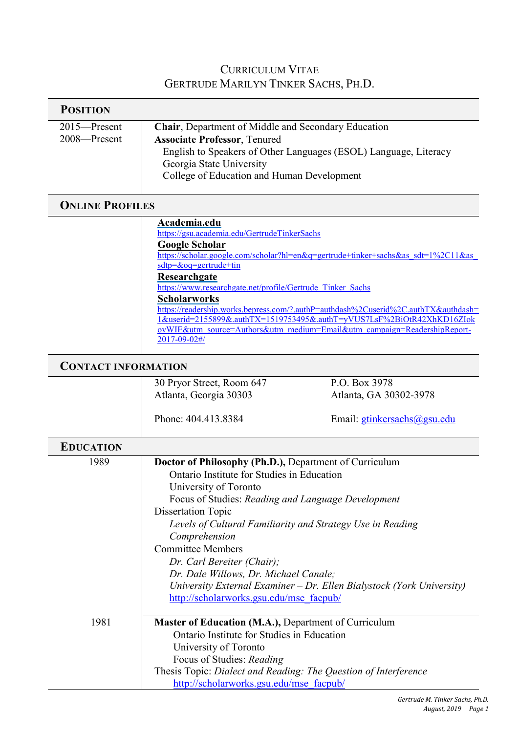# Curriculum Vitae
# Gertrude Marilyn Tinker Sachs, Ph.D.

## Position

| | |
|---|---|
| 2015—Present | **Chair**, Department of Middle and Secondary Education |
| 2008—Present | **Associate Professor**, Tenured<br>English to Speakers of Other Languages (ESOL) Language, Literacy<br>Georgia State University<br>College of Education and Human Development |

## Online Profiles

**Academia.edu**
https://gsu.academia.edu/GertrudeTinkerSachs

**Google Scholar**
https://scholar.google.com/scholar?hl=en&q=gertrude+tinker+sachs&as_sdt=1%2C11&as_sdtp=&oq=gertrude+tin

**Researchgate**
https://www.researchgate.net/profile/Gertrude_Tinker_Sachs

**Scholarworks**
https://readership.works.bepress.com/?.authP=authdash%2Cuserid%2C.authTX&authdash=1&userid=2155899&.authTX=1519753495&.authT=yVUS7LsF%2BiOtR42XhKD16ZIokovWIE&utm_source=Authors&utm_medium=Email&utm_campaign=ReadershipReport-2017-09-02#/

## Contact Information

30 Pryor Street, Room 647
Atlanta, Georgia 30303

P.O. Box 3978
Atlanta, GA 30302-3978

Phone: 404.413.8384

Email: gtinkersachs@gsu.edu

## Education

| | |
|---|---|
| 1989 | **Doctor of Philosophy (Ph.D.),** Department of Curriculum<br>Ontario Institute for Studies in Education<br>University of Toronto<br>Focus of Studies: *Reading and Language Development*<br>Dissertation Topic<br>*Levels of Cultural Familiarity and Strategy Use in Reading Comprehension*<br>Committee Members<br>*Dr. Carl Bereiter (Chair);*<br>*Dr. Dale Willows, Dr. Michael Canale;*<br>*University External Examiner – Dr. Ellen Bialystock (York University)*<br>http://scholarworks.gsu.edu/mse_facpub/ |
| 1981 | **Master of Education (M.A.),** Department of Curriculum<br>Ontario Institute for Studies in Education<br>University of Toronto<br>Focus of Studies: *Reading*<br>Thesis Topic: *Dialect and Reading: The Question of Interference*<br>http://scholarworks.gsu.edu/mse_facpub/ |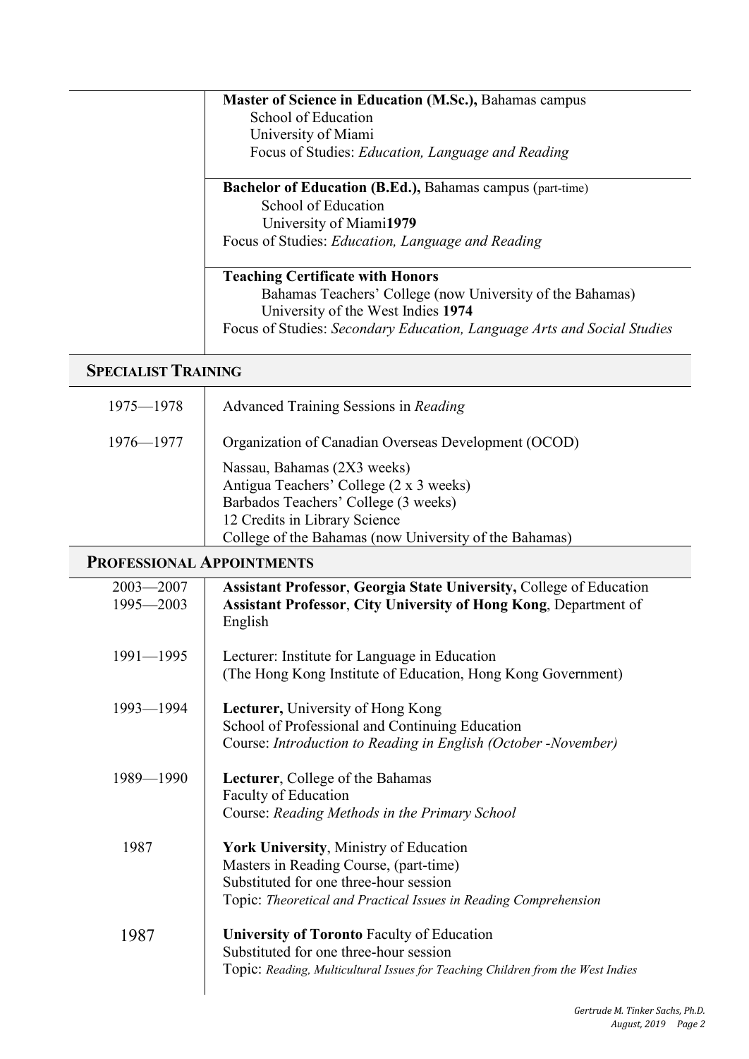| | |
|---|---|
| | **Master of Science in Education (M.Sc.),** Bahamas campus<br>School of Education<br>University of Miami<br>Focus of Studies: *Education, Language and Reading* |
| | **Bachelor of Education (B.Ed.),** Bahamas campus (part-time)<br>School of Education<br>University of Miami**1979**<br>Focus of Studies: *Education, Language and Reading* |
| | **Teaching Certificate with Honors**<br>Bahamas Teachers' College (now University of the Bahamas)<br>University of the West Indies **1974**<br>Focus of Studies: *Secondary Education, Language Arts and Social Studies* |

## SPECIALIST TRAINING

| | |
|---|---|
| 1975—1978 | Advanced Training Sessions in *Reading* |
| 1976—1977 | Organization of Canadian Overseas Development (OCOD)<br><br>Nassau, Bahamas (2X3 weeks)<br>Antigua Teachers' College (2 x 3 weeks)<br>Barbados Teachers' College (3 weeks)<br>12 Credits in Library Science<br>College of the Bahamas (now University of the Bahamas) |

## PROFESSIONAL APPOINTMENTS

| | |
|---|---|
| 2003—2007<br>1995—2003 | **Assistant Professor**, **Georgia State University,** College of Education<br>**Assistant Professor**, **City University of Hong Kong**, Department of English |
| 1991—1995 | Lecturer: Institute for Language in Education<br>(The Hong Kong Institute of Education, Hong Kong Government) |
| 1993—1994 | **Lecturer,** University of Hong Kong<br>School of Professional and Continuing Education<br>Course: *Introduction to Reading in English (October -November)* |
| 1989—1990 | **Lecturer**, College of the Bahamas<br>Faculty of Education<br>Course: *Reading Methods in the Primary School* |
| 1987 | **York University**, Ministry of Education<br>Masters in Reading Course, (part-time)<br>Substituted for one three-hour session<br>Topic: *Theoretical and Practical Issues in Reading Comprehension* |
| 1987 | **University of Toronto** Faculty of Education<br>Substituted for one three-hour session<br>Topic: *Reading, Multicultural Issues for Teaching Children from the West Indies* |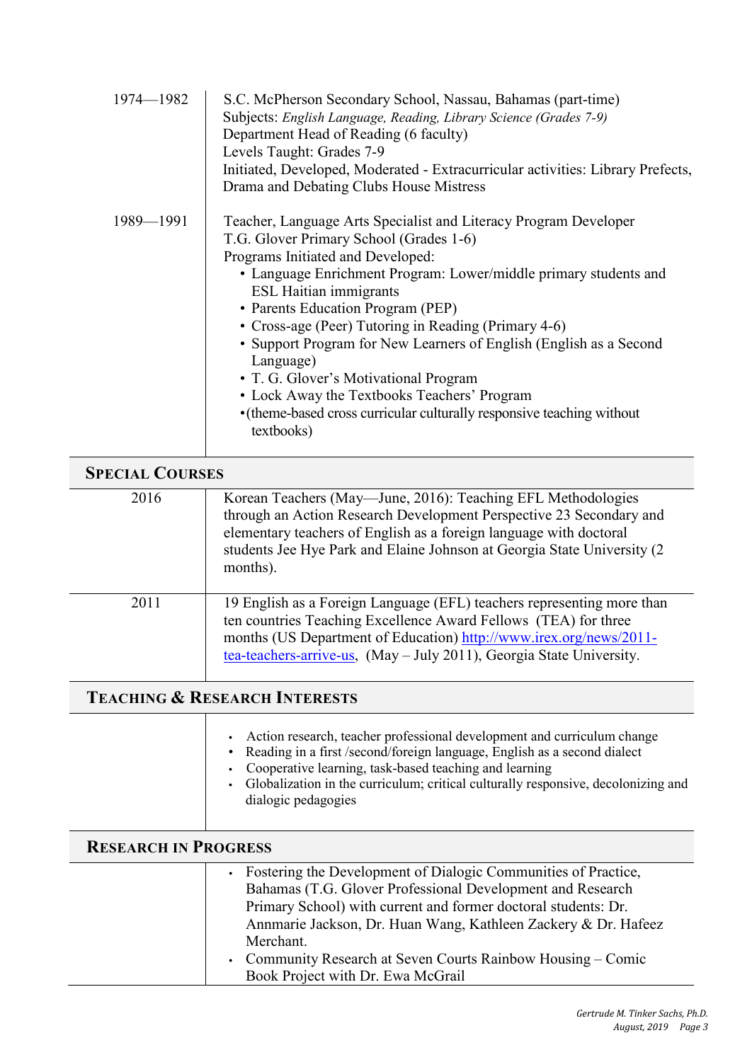| | |
|---|---|
| 1974—1982 | S.C. McPherson Secondary School, Nassau, Bahamas (part-time)<br>Subjects: *English Language, Reading, Library Science (Grades 7-9)*<br>Department Head of Reading (6 faculty)<br>Levels Taught: Grades 7-9<br>Initiated, Developed, Moderated - Extracurricular activities: Library Prefects, Drama and Debating Clubs House Mistress |
| 1989—1991 | Teacher, Language Arts Specialist and Literacy Program Developer<br>T.G. Glover Primary School (Grades 1-6)<br>Programs Initiated and Developed:<br>• Language Enrichment Program: Lower/middle primary students and ESL Haitian immigrants<br>• Parents Education Program (PEP)<br>• Cross-age (Peer) Tutoring in Reading (Primary 4-6)<br>• Support Program for New Learners of English (English as a Second Language)<br>• T. G. Glover's Motivational Program<br>• Lock Away the Textbooks Teachers' Program<br>• (theme-based cross curricular culturally responsive teaching without textbooks) |

## Special Courses

| | |
|---|---|
| 2016 | Korean Teachers (May—June, 2016): Teaching EFL Methodologies through an Action Research Development Perspective 23 Secondary and elementary teachers of English as a foreign language with doctoral students Jee Hye Park and Elaine Johnson at Georgia State University (2 months). |
| 2011 | 19 English as a Foreign Language (EFL) teachers representing more than ten countries Teaching Excellence Award Fellows (TEA) for three months (US Department of Education) http://www.irex.org/news/2011-tea-teachers-arrive-us, (May – July 2011), Georgia State University. |

## Teaching & Research Interests

- Action research, teacher professional development and curriculum change
- Reading in a first /second/foreign language, English as a second dialect
- Cooperative learning, task-based teaching and learning
- Globalization in the curriculum; critical culturally responsive, decolonizing and dialogic pedagogies

## Research in Progress

- Fostering the Development of Dialogic Communities of Practice, Bahamas (T.G. Glover Professional Development and Research Primary School) with current and former doctoral students: Dr. Annmarie Jackson, Dr. Huan Wang, Kathleen Zackery & Dr. Hafeez Merchant.
- Community Research at Seven Courts Rainbow Housing – Comic Book Project with Dr. Ewa McGrail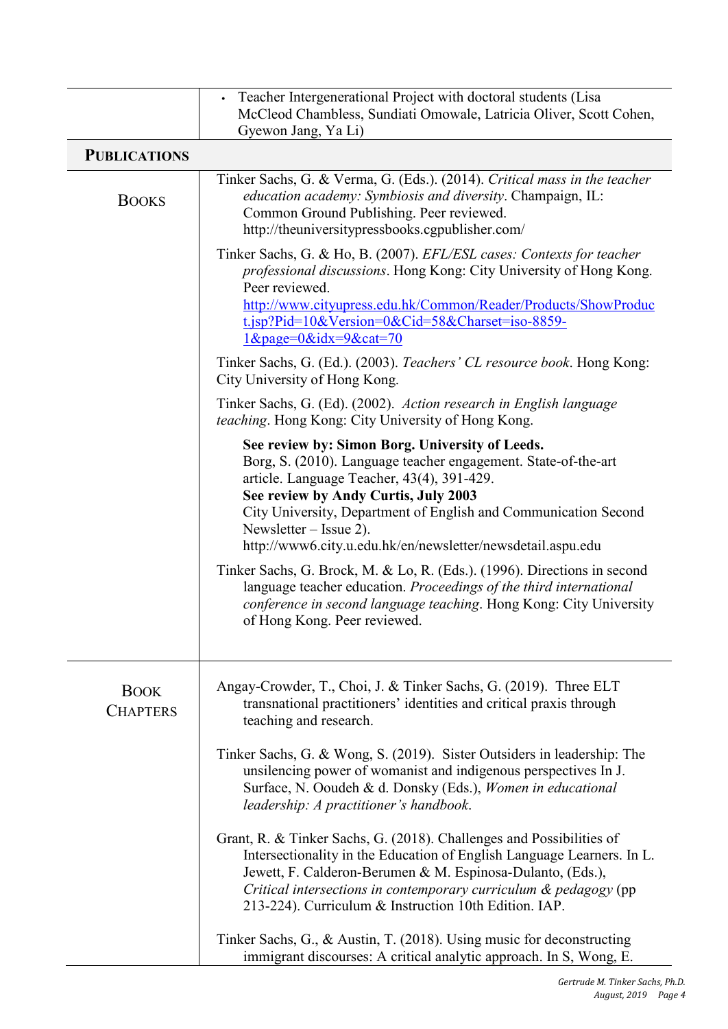- Teacher Intergenerational Project with doctoral students (Lisa McCleod Chambless, Sundiati Omowale, Latricia Oliver, Scott Cohen, Gyewon Jang, Ya Li)

## PUBLICATIONS

### BOOKS

Tinker Sachs, G. & Verma, G. (Eds.). (2014). *Critical mass in the teacher education academy: Symbiosis and diversity*. Champaign, IL: Common Ground Publishing. Peer reviewed. http://theuniversitypressbooks.cgpublisher.com/

Tinker Sachs, G. & Ho, B. (2007). *EFL/ESL cases: Contexts for teacher professional discussions*. Hong Kong: City University of Hong Kong. Peer reviewed. http://www.cityupress.edu.hk/Common/Reader/Products/ShowProduct.jsp?Pid=10&Version=0&Cid=58&Charset=iso-8859-1&page=0&idx=9&cat=70

Tinker Sachs, G. (Ed.). (2003). *Teachers' CL resource book*. Hong Kong: City University of Hong Kong.

Tinker Sachs, G. (Ed). (2002). *Action research in English language teaching*. Hong Kong: City University of Hong Kong.

**See review by: Simon Borg. University of Leeds.**
Borg, S. (2010). Language teacher engagement. State-of-the-art article. Language Teacher, 43(4), 391-429.
**See review by Andy Curtis, July 2003**
City University, Department of English and Communication Second Newsletter – Issue 2).
http://www6.city.u.edu.hk/en/newsletter/newsdetail.aspu.edu

Tinker Sachs, G. Brock, M. & Lo, R. (Eds.). (1996). Directions in second language teacher education. *Proceedings of the third international conference in second language teaching*. Hong Kong: City University of Hong Kong. Peer reviewed.

### BOOK CHAPTERS

Angay-Crowder, T., Choi, J. & Tinker Sachs, G. (2019). Three ELT transnational practitioners' identities and critical praxis through teaching and research.

Tinker Sachs, G. & Wong, S. (2019). Sister Outsiders in leadership: The unsilencing power of womanist and indigenous perspectives In J. Surface, N. Ooudeh & d. Donsky (Eds.), *Women in educational leadership: A practitioner's handbook*.

Grant, R. & Tinker Sachs, G. (2018). Challenges and Possibilities of Intersectionality in the Education of English Language Learners. In L. Jewett, F. Calderon-Berumen & M. Espinosa-Dulanto, (Eds.), *Critical intersections in contemporary curriculum & pedagogy* (pp 213-224). Curriculum & Instruction 10th Edition. IAP.

Tinker Sachs, G., & Austin, T. (2018). Using music for deconstructing immigrant discourses: A critical analytic approach. In S, Wong, E.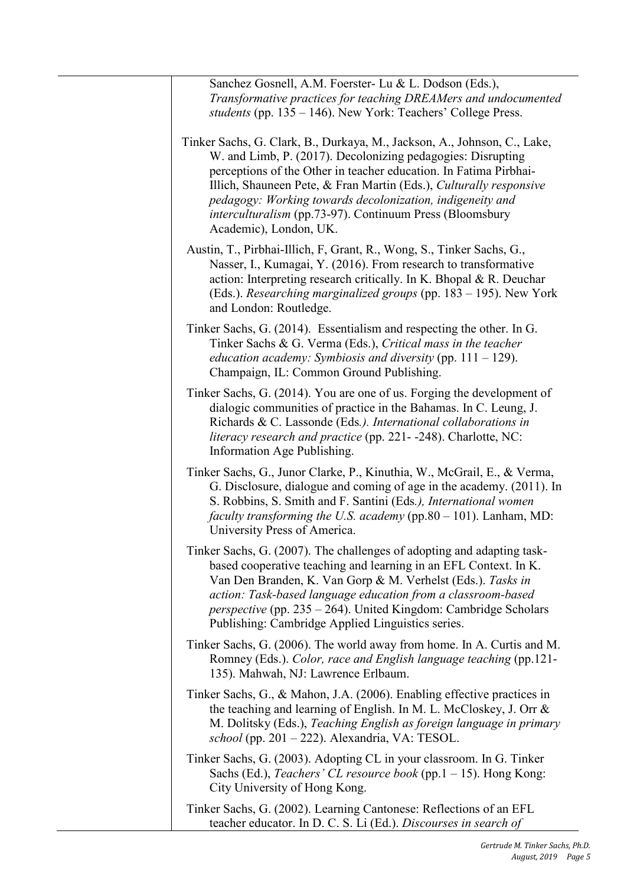Sanchez Gosnell, A.M. Foerster- Lu & L. Dodson (Eds.), *Transformative practices for teaching DREAMers and undocumented students* (pp. 135 – 146). New York: Teachers' College Press.

Tinker Sachs, G. Clark, B., Durkaya, M., Jackson, A., Johnson, C., Lake, W. and Limb, P. (2017). Decolonizing pedagogies: Disrupting perceptions of the Other in teacher education. In Fatima Pirbhai-Illich, Shauneen Pete, & Fran Martin (Eds.), *Culturally responsive pedagogy: Working towards decolonization, indigeneity and interculturalism* (pp.73-97). Continuum Press (Bloomsbury Academic), London, UK.

Austin, T., Pirbhai-Illich, F, Grant, R., Wong, S., Tinker Sachs, G., Nasser, I., Kumagai, Y. (2016). From research to transformative action: Interpreting research critically. In K. Bhopal & R. Deuchar (Eds.). *Researching marginalized groups* (pp. 183 – 195). New York and London: Routledge.

Tinker Sachs, G. (2014). Essentialism and respecting the other. In G. Tinker Sachs & G. Verma (Eds.), *Critical mass in the teacher education academy: Symbiosis and diversity* (pp. 111 – 129). Champaign, IL: Common Ground Publishing.

Tinker Sachs, G. (2014). You are one of us. Forging the development of dialogic communities of practice in the Bahamas. In C. Leung, J. Richards & C. Lassonde (Eds*.). International collaborations in literacy research and practice* (pp. 221- -248). Charlotte, NC: Information Age Publishing.

Tinker Sachs, G., Junor Clarke, P., Kinuthia, W., McGrail, E., & Verma, G. Disclosure, dialogue and coming of age in the academy. (2011). In S. Robbins, S. Smith and F. Santini (Eds*.), International women faculty transforming the U.S. academy* (pp.80 – 101). Lanham, MD: University Press of America.

Tinker Sachs, G. (2007). The challenges of adopting and adapting task-based cooperative teaching and learning in an EFL Context. In K. Van Den Branden, K. Van Gorp & M. Verhelst (Eds.). *Tasks in action: Task-based language education from a classroom-based perspective* (pp. 235 – 264). United Kingdom: Cambridge Scholars Publishing: Cambridge Applied Linguistics series.

Tinker Sachs, G. (2006). The world away from home. In A. Curtis and M. Romney (Eds.). *Color, race and English language teaching* (pp.121-135). Mahwah, NJ: Lawrence Erlbaum.

Tinker Sachs, G., & Mahon, J.A. (2006). Enabling effective practices in the teaching and learning of English. In M. L. McCloskey, J. Orr & M. Dolitsky (Eds.), *Teaching English as foreign language in primary school* (pp. 201 – 222). Alexandria, VA: TESOL.

Tinker Sachs, G. (2003). Adopting CL in your classroom. In G. Tinker Sachs (Ed.), *Teachers' CL resource book* (pp.1 – 15). Hong Kong: City University of Hong Kong.

Tinker Sachs, G. (2002). Learning Cantonese: Reflections of an EFL teacher educator. In D. C. S. Li (Ed.). *Discourses in search of*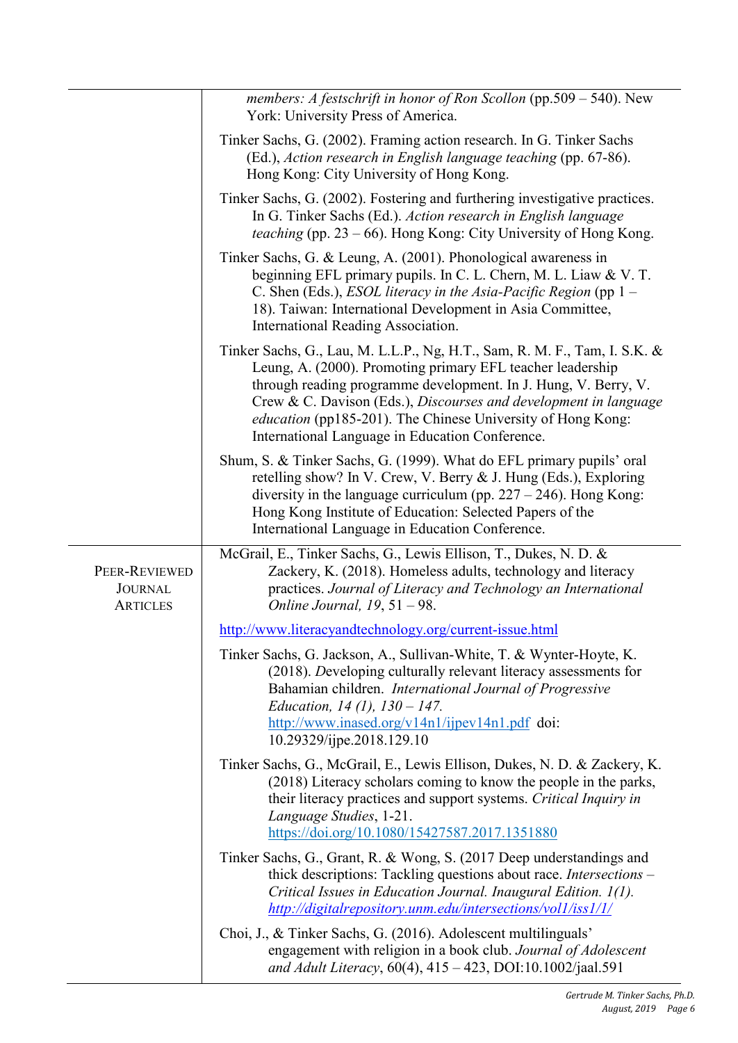*members: A festschrift in honor of Ron Scollon* (pp.509 – 540). New York: University Press of America.

Tinker Sachs, G. (2002). Framing action research. In G. Tinker Sachs (Ed.), *Action research in English language teaching* (pp. 67-86). Hong Kong: City University of Hong Kong.

Tinker Sachs, G. (2002). Fostering and furthering investigative practices. In G. Tinker Sachs (Ed.). *Action research in English language teaching* (pp. 23 – 66). Hong Kong: City University of Hong Kong.

Tinker Sachs, G. & Leung, A. (2001). Phonological awareness in beginning EFL primary pupils. In C. L. Chern, M. L. Liaw & V. T. C. Shen (Eds.), *ESOL literacy in the Asia-Pacific Region* (pp 1 – 18). Taiwan: International Development in Asia Committee, International Reading Association.

Tinker Sachs, G., Lau, M. L.L.P., Ng, H.T., Sam, R. M. F., Tam, I. S.K. & Leung, A. (2000). Promoting primary EFL teacher leadership through reading programme development. In J. Hung, V. Berry, V. Crew & C. Davison (Eds.), *Discourses and development in language education* (pp185-201). The Chinese University of Hong Kong: International Language in Education Conference.

Shum, S. & Tinker Sachs, G. (1999). What do EFL primary pupils' oral retelling show? In V. Crew, V. Berry & J. Hung (Eds.), Exploring diversity in the language curriculum (pp. 227 – 246). Hong Kong: Hong Kong Institute of Education: Selected Papers of the International Language in Education Conference.

## Peer-Reviewed Journal Articles

McGrail, E., Tinker Sachs, G., Lewis Ellison, T., Dukes, N. D. & Zackery, K. (2018). Homeless adults, technology and literacy practices. *Journal of Literacy and Technology an International Online Journal, 19*, 51 – 98.

http://www.literacyandtechnology.org/current-issue.html

Tinker Sachs, G. Jackson, A., Sullivan-White, T. & Wynter-Hoyte, K. (2018). *D*eveloping culturally relevant literacy assessments for Bahamian children. *International Journal of Progressive Education, 14 (1), 130 – 147.* http://www.inased.org/v14n1/ijpev14n1.pdf doi: 10.29329/ijpe.2018.129.10

Tinker Sachs, G., McGrail, E., Lewis Ellison, Dukes, N. D. & Zackery, K. (2018) Literacy scholars coming to know the people in the parks, their literacy practices and support systems. *Critical Inquiry in Language Studies*, 1-21. https://doi.org/10.1080/15427587.2017.1351880

Tinker Sachs, G., Grant, R. & Wong, S. (2017 Deep understandings and thick descriptions: Tackling questions about race. *Intersections – Critical Issues in Education Journal. Inaugural Edition. 1(1).* *http://digitalrepository.unm.edu/intersections/vol1/iss1/1/*

Choi, J., & Tinker Sachs, G. (2016). Adolescent multilinguals' engagement with religion in a book club. *Journal of Adolescent and Adult Literacy*, 60(4), 415 – 423, DOI:10.1002/jaal.591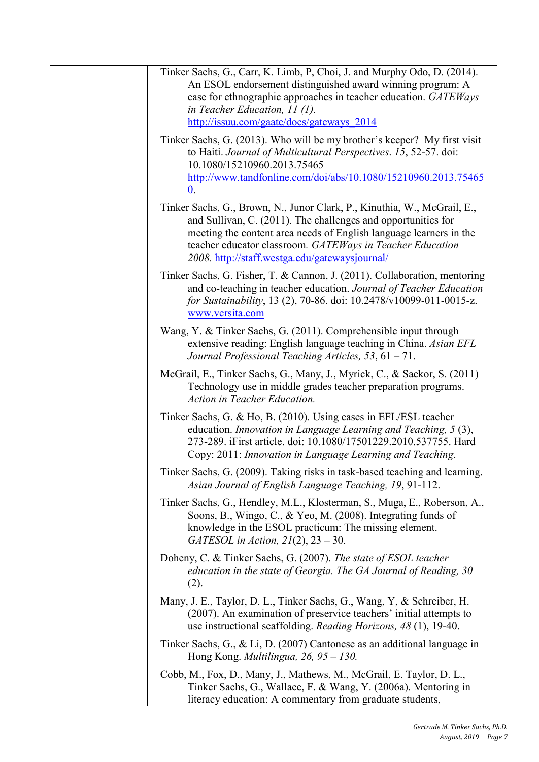Tinker Sachs, G., Carr, K. Limb, P, Choi, J. and Murphy Odo, D. (2014). An ESOL endorsement distinguished award winning program: A case for ethnographic approaches in teacher education. *GATEWays in Teacher Education, 11 (1).* http://issuu.com/gaate/docs/gateways_2014

Tinker Sachs, G. (2013). Who will be my brother's keeper? My first visit to Haiti. *Journal of Multicultural Perspectives*. *15*, 52-57. doi: 10.1080/15210960.2013.75465 http://www.tandfonline.com/doi/abs/10.1080/15210960.2013.754650.

Tinker Sachs, G., Brown, N., Junor Clark, P., Kinuthia, W., McGrail, E., and Sullivan, C. (2011). The challenges and opportunities for meeting the content area needs of English language learners in the teacher educator classroom*. GATEWays in Teacher Education 2008.* http://staff.westga.edu/gatewaysjournal/

Tinker Sachs, G. Fisher, T. & Cannon, J. (2011). Collaboration, mentoring and co-teaching in teacher education. *Journal of Teacher Education for Sustainability*, 13 (2), 70-86. doi: 10.2478/v10099-011-0015-z. www.versita.com

Wang, Y. & Tinker Sachs, G. (2011). Comprehensible input through extensive reading: English language teaching in China. *Asian EFL Journal Professional Teaching Articles, 53*, 61 – 71.

McGrail, E., Tinker Sachs, G., Many, J., Myrick, C., & Sackor, S. (2011) Technology use in middle grades teacher preparation programs. *Action in Teacher Education.*

Tinker Sachs, G. & Ho, B. (2010). Using cases in EFL/ESL teacher education. *Innovation in Language Learning and Teaching, 5* (3), 273-289. iFirst article. doi: 10.1080/17501229.2010.537755. Hard Copy: 2011: *Innovation in Language Learning and Teaching*.

Tinker Sachs, G. (2009). Taking risks in task-based teaching and learning. *Asian Journal of English Language Teaching, 19*, 91-112.

Tinker Sachs, G., Hendley, M.L., Klosterman, S., Muga, E., Roberson, A., Soons, B., Wingo, C., & Yeo, M. (2008). Integrating funds of knowledge in the ESOL practicum: The missing element. *GATESOL in Action, 21*(2), 23 – 30.

Doheny, C. & Tinker Sachs, G. (2007). *The state of ESOL teacher education in the state of Georgia. The GA Journal of Reading, 30* (2).

Many, J. E., Taylor, D. L., Tinker Sachs, G., Wang, Y, & Schreiber, H. (2007). An examination of preservice teachers' initial attempts to use instructional scaffolding. *Reading Horizons, 48* (1), 19-40.

Tinker Sachs, G., & Li, D. (2007) Cantonese as an additional language in Hong Kong. *Multilingua, 26, 95 – 130.*

Cobb, M., Fox, D., Many, J., Mathews, M., McGrail, E. Taylor, D. L., Tinker Sachs, G., Wallace, F. & Wang, Y. (2006a). Mentoring in literacy education: A commentary from graduate students,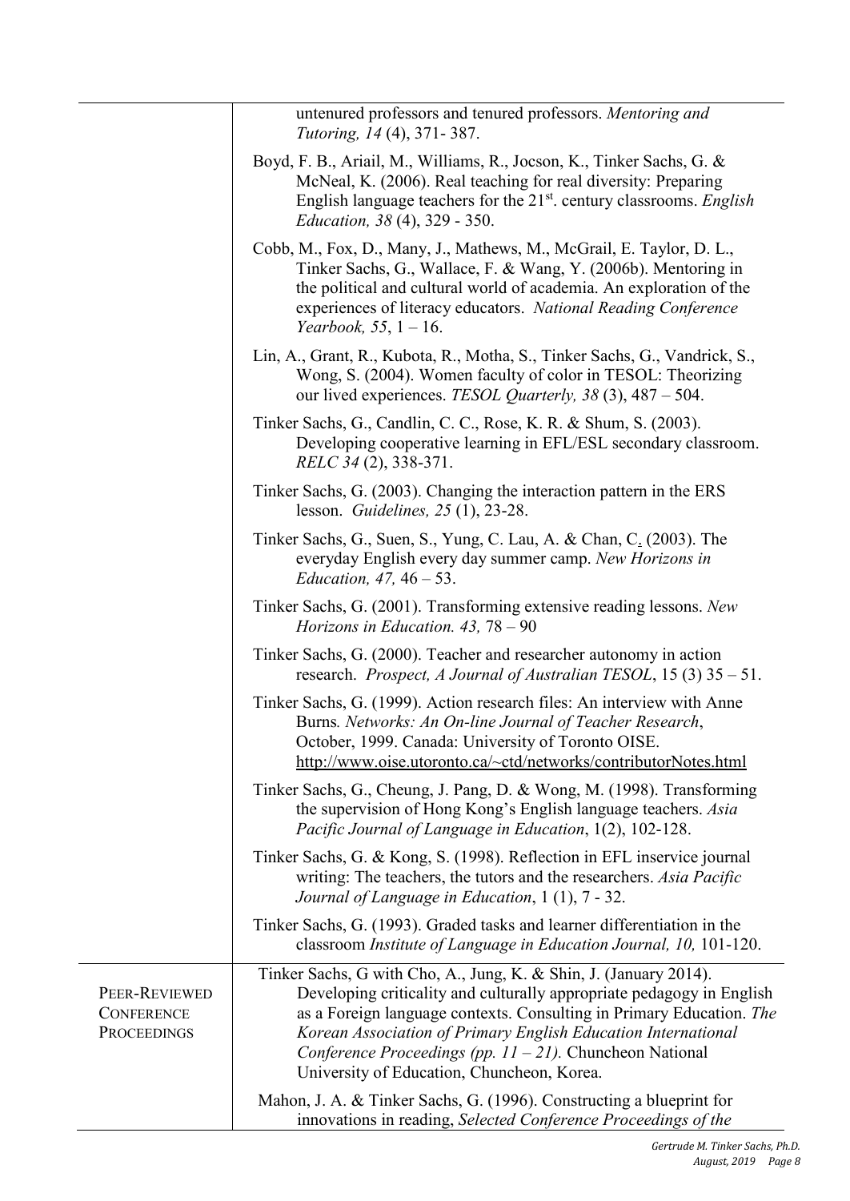untenured professors and tenured professors. *Mentoring and Tutoring, 14* (4), 371- 387.

Boyd, F. B., Ariail, M., Williams, R., Jocson, K., Tinker Sachs, G. & McNeal, K. (2006). Real teaching for real diversity: Preparing English language teachers for the 21st. century classrooms. *English Education, 38* (4), 329 - 350.

Cobb, M., Fox, D., Many, J., Mathews, M., McGrail, E. Taylor, D. L., Tinker Sachs, G., Wallace, F. & Wang, Y. (2006b). Mentoring in the political and cultural world of academia. An exploration of the experiences of literacy educators. *National Reading Conference Yearbook, 55*, 1 – 16.

Lin, A., Grant, R., Kubota, R., Motha, S., Tinker Sachs, G., Vandrick, S., Wong, S. (2004). Women faculty of color in TESOL: Theorizing our lived experiences. *TESOL Quarterly, 38* (3), 487 – 504.

Tinker Sachs, G., Candlin, C. C., Rose, K. R. & Shum, S. (2003). Developing cooperative learning in EFL/ESL secondary classroom. *RELC 34* (2), 338-371.

Tinker Sachs, G. (2003). Changing the interaction pattern in the ERS lesson. *Guidelines, 25* (1), 23-28.

Tinker Sachs, G., Suen, S., Yung, C. Lau, A. & Chan, C. (2003). The everyday English every day summer camp. *New Horizons in Education, 47,* 46 – 53.

Tinker Sachs, G. (2001). Transforming extensive reading lessons. *New Horizons in Education. 43,* 78 – 90

Tinker Sachs, G. (2000). Teacher and researcher autonomy in action research. *Prospect, A Journal of Australian TESOL*, 15 (3) 35 – 51.

Tinker Sachs, G. (1999). Action research files: An interview with Anne Burns*. Networks: An On-line Journal of Teacher Research*, October, 1999. Canada: University of Toronto OISE. http://www.oise.utoronto.ca/~ctd/networks/contributorNotes.html

Tinker Sachs, G., Cheung, J. Pang, D. & Wong, M. (1998). Transforming the supervision of Hong Kong's English language teachers. *Asia Pacific Journal of Language in Education*, 1(2), 102-128.

Tinker Sachs, G. & Kong, S. (1998). Reflection in EFL inservice journal writing: The teachers, the tutors and the researchers. *Asia Pacific Journal of Language in Education*, 1 (1), 7 - 32.

Tinker Sachs, G. (1993). Graded tasks and learner differentiation in the classroom *Institute of Language in Education Journal, 10,* 101-120.

## Peer-Reviewed Conference Proceedings

Tinker Sachs, G with Cho, A., Jung, K. & Shin, J. (January 2014). Developing criticality and culturally appropriate pedagogy in English as a Foreign language contexts. Consulting in Primary Education. *The Korean Association of Primary English Education International Conference Proceedings (pp. 11 – 21).* Chuncheon National University of Education, Chuncheon, Korea.

Mahon, J. A. & Tinker Sachs, G. (1996). Constructing a blueprint for innovations in reading, *Selected Conference Proceedings of the*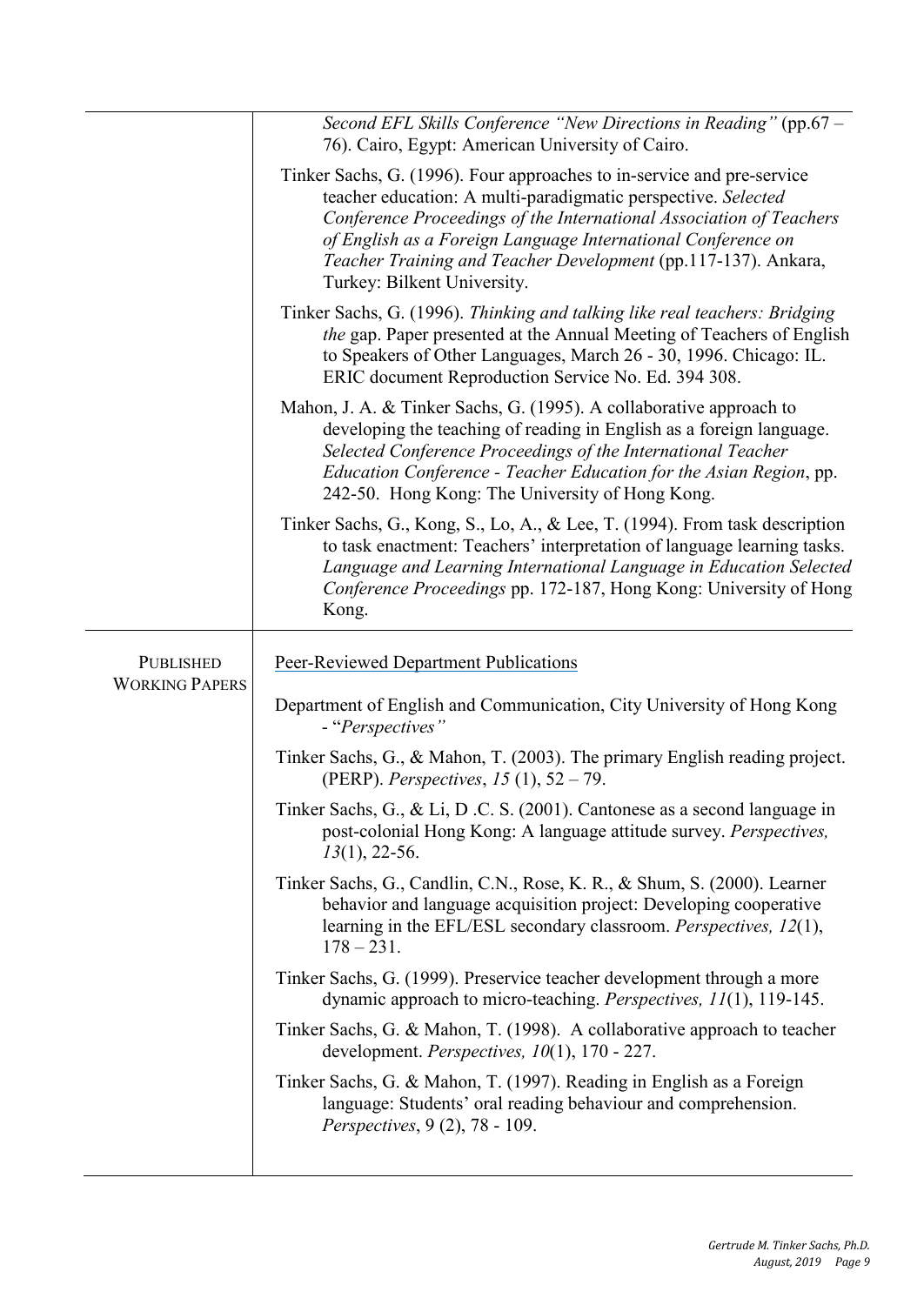*Second EFL Skills Conference "New Directions in Reading"* (pp.67 – 76). Cairo, Egypt: American University of Cairo.

Tinker Sachs, G. (1996). Four approaches to in-service and pre-service teacher education: A multi-paradigmatic perspective. *Selected Conference Proceedings of the International Association of Teachers of English as a Foreign Language International Conference on Teacher Training and Teacher Development* (pp.117-137). Ankara, Turkey: Bilkent University.

Tinker Sachs, G. (1996). *Thinking and talking like real teachers: Bridging the* gap. Paper presented at the Annual Meeting of Teachers of English to Speakers of Other Languages, March 26 - 30, 1996. Chicago: IL. ERIC document Reproduction Service No. Ed. 394 308.

Mahon, J. A. & Tinker Sachs, G. (1995). A collaborative approach to developing the teaching of reading in English as a foreign language. *Selected Conference Proceedings of the International Teacher Education Conference - Teacher Education for the Asian Region*, pp. 242-50. Hong Kong: The University of Hong Kong.

Tinker Sachs, G., Kong, S., Lo, A., & Lee, T. (1994). From task description to task enactment: Teachers' interpretation of language learning tasks. *Language and Learning International Language in Education Selected Conference Proceedings* pp. 172-187, Hong Kong: University of Hong Kong.

## PUBLISHED WORKING PAPERS

Peer-Reviewed Department Publications

Department of English and Communication, City University of Hong Kong - "*Perspectives"*

Tinker Sachs, G., & Mahon, T. (2003). The primary English reading project. (PERP). *Perspectives*, *15* (1), 52 – 79.

Tinker Sachs, G., & Li, D .C. S. (2001). Cantonese as a second language in post-colonial Hong Kong: A language attitude survey. *Perspectives, 13*(1), 22-56.

Tinker Sachs, G., Candlin, C.N., Rose, K. R., & Shum, S. (2000). Learner behavior and language acquisition project: Developing cooperative learning in the EFL/ESL secondary classroom. *Perspectives, 12*(1), 178 – 231.

Tinker Sachs, G. (1999). Preservice teacher development through a more dynamic approach to micro-teaching. *Perspectives, 11*(1), 119-145.

Tinker Sachs, G. & Mahon, T. (1998). A collaborative approach to teacher development. *Perspectives, 10*(1), 170 - 227.

Tinker Sachs, G. & Mahon, T. (1997). Reading in English as a Foreign language: Students' oral reading behaviour and comprehension. *Perspectives*, 9 (2), 78 - 109.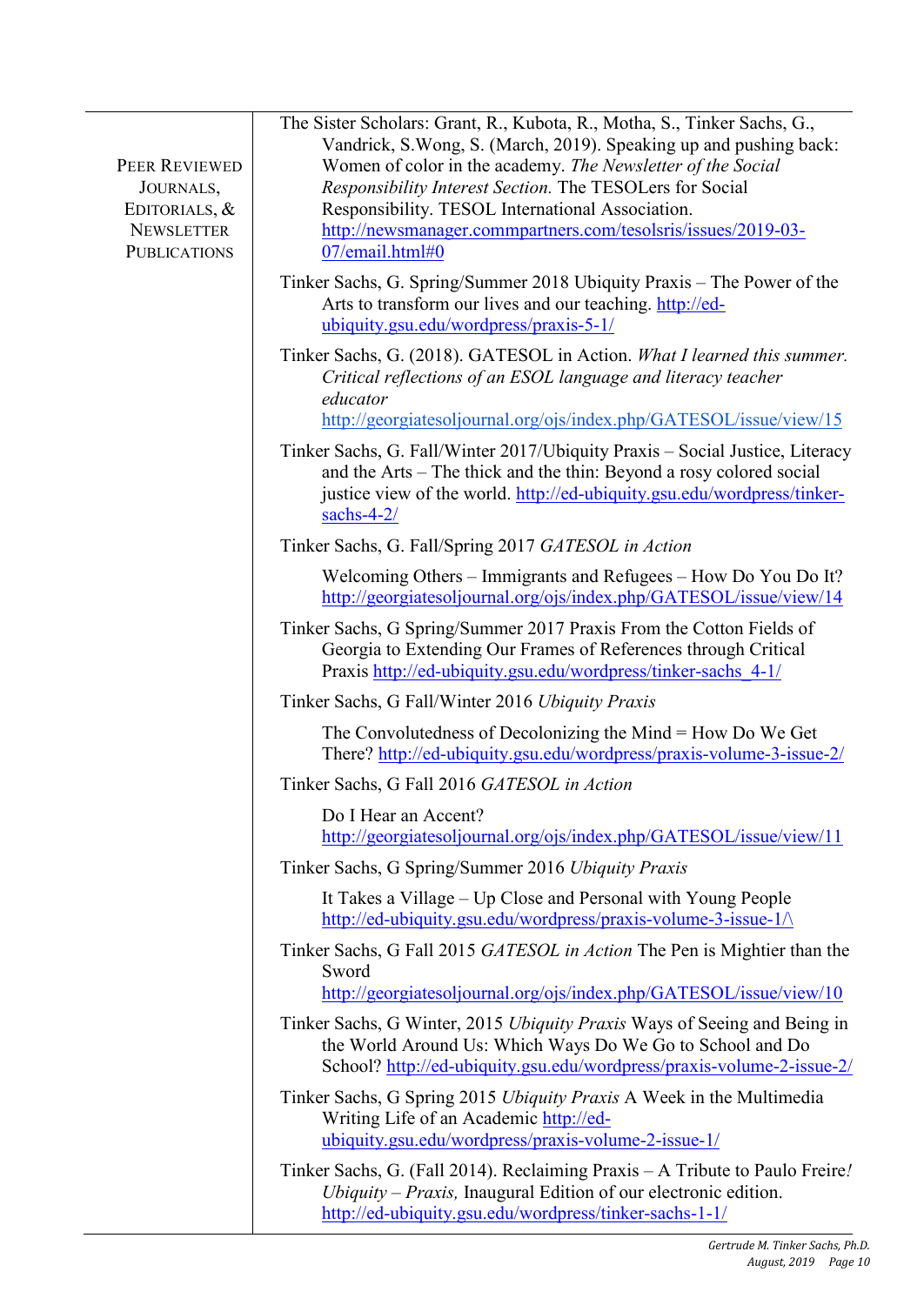**Peer Reviewed Journals, Editorials, & Newsletter Publications**

The Sister Scholars: Grant, R., Kubota, R., Motha, S., Tinker Sachs, G., Vandrick, S.Wong, S. (March, 2019). Speaking up and pushing back: Women of color in the academy. *The Newsletter of the Social Responsibility Interest Section.* The TESOLers for Social Responsibility. TESOL International Association. http://newsmanager.commpartners.com/tesolsris/issues/2019-03-07/email.html#0

Tinker Sachs, G. Spring/Summer 2018 Ubiquity Praxis – The Power of the Arts to transform our lives and our teaching. http://ed-ubiquity.gsu.edu/wordpress/praxis-5-1/

Tinker Sachs, G. (2018). GATESOL in Action. *What I learned this summer. Critical reflections of an ESOL language and literacy teacher educator* http://georgiatesoljournal.org/ojs/index.php/GATESOL/issue/view/15

Tinker Sachs, G. Fall/Winter 2017/Ubiquity Praxis – Social Justice, Literacy and the Arts – The thick and the thin: Beyond a rosy colored social justice view of the world. http://ed-ubiquity.gsu.edu/wordpress/tinker-sachs-4-2/

Tinker Sachs, G. Fall/Spring 2017 *GATESOL in Action*

Welcoming Others – Immigrants and Refugees – How Do You Do It? http://georgiatesoljournal.org/ojs/index.php/GATESOL/issue/view/14

Tinker Sachs, G Spring/Summer 2017 Praxis From the Cotton Fields of Georgia to Extending Our Frames of References through Critical Praxis http://ed-ubiquity.gsu.edu/wordpress/tinker-sachs_4-1/

Tinker Sachs, G Fall/Winter 2016 *Ubiquity Praxis*

The Convolutedness of Decolonizing the Mind = How Do We Get There? http://ed-ubiquity.gsu.edu/wordpress/praxis-volume-3-issue-2/

Tinker Sachs, G Fall 2016 *GATESOL in Action*

Do I Hear an Accent? http://georgiatesoljournal.org/ojs/index.php/GATESOL/issue/view/11

Tinker Sachs, G Spring/Summer 2016 *Ubiquity Praxis*

It Takes a Village – Up Close and Personal with Young People http://ed-ubiquity.gsu.edu/wordpress/praxis-volume-3-issue-1/\

Tinker Sachs, G Fall 2015 *GATESOL in Action* The Pen is Mightier than the Sword http://georgiatesoljournal.org/ojs/index.php/GATESOL/issue/view/10

Tinker Sachs, G Winter, 2015 *Ubiquity Praxis* Ways of Seeing and Being in the World Around Us: Which Ways Do We Go to School and Do School? http://ed-ubiquity.gsu.edu/wordpress/praxis-volume-2-issue-2/

Tinker Sachs, G Spring 2015 *Ubiquity Praxis* A Week in the Multimedia Writing Life of an Academic http://ed-ubiquity.gsu.edu/wordpress/praxis-volume-2-issue-1/

Tinker Sachs, G. (Fall 2014). Reclaiming Praxis – A Tribute to Paulo Freire*! Ubiquity – Praxis,* Inaugural Edition of our electronic edition. http://ed-ubiquity.gsu.edu/wordpress/tinker-sachs-1-1/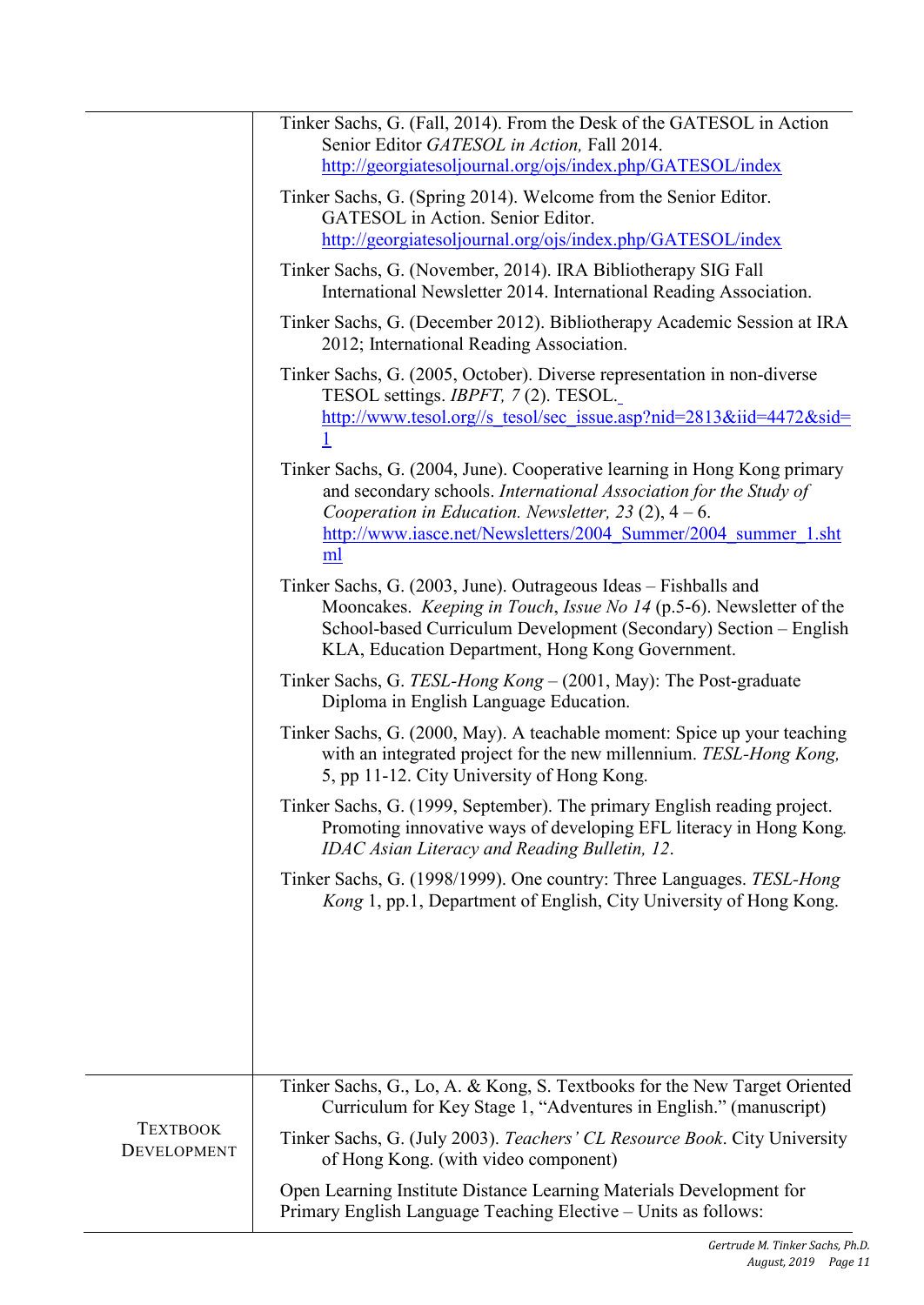Tinker Sachs, G. (Fall, 2014). From the Desk of the GATESOL in Action Senior Editor *GATESOL in Action,* Fall 2014. http://georgiatesoljournal.org/ojs/index.php/GATESOL/index

Tinker Sachs, G. (Spring 2014). Welcome from the Senior Editor. GATESOL in Action. Senior Editor. http://georgiatesoljournal.org/ojs/index.php/GATESOL/index

Tinker Sachs, G. (November, 2014). IRA Bibliotherapy SIG Fall International Newsletter 2014. International Reading Association.

Tinker Sachs, G. (December 2012). Bibliotherapy Academic Session at IRA 2012; International Reading Association.

Tinker Sachs, G. (2005, October). Diverse representation in non-diverse TESOL settings. *IBPFT, 7* (2). TESOL. http://www.tesol.org//s_tesol/sec_issue.asp?nid=2813&iid=4472&sid=1

Tinker Sachs, G. (2004, June). Cooperative learning in Hong Kong primary and secondary schools. *International Association for the Study of Cooperation in Education. Newsletter, 23* (2), 4 – 6. http://www.iasce.net/Newsletters/2004_Summer/2004_summer_1.shtml

Tinker Sachs, G. (2003, June). Outrageous Ideas – Fishballs and Mooncakes. *Keeping in Touch*, *Issue No 14* (p.5-6). Newsletter of the School-based Curriculum Development (Secondary) Section – English KLA, Education Department, Hong Kong Government.

Tinker Sachs, G. *TESL-Hong Kong* – (2001, May): The Post-graduate Diploma in English Language Education.

Tinker Sachs, G. (2000, May). A teachable moment: Spice up your teaching with an integrated project for the new millennium. *TESL-Hong Kong,* 5, pp 11-12. City University of Hong Kong.

Tinker Sachs, G. (1999, September). The primary English reading project. Promoting innovative ways of developing EFL literacy in Hong Kong*. IDAC Asian Literacy and Reading Bulletin, 12*.

Tinker Sachs, G. (1998/1999). One country: Three Languages. *TESL-Hong Kong* 1, pp.1, Department of English, City University of Hong Kong.

## Textbook Development

Tinker Sachs, G., Lo, A. & Kong, S. Textbooks for the New Target Oriented Curriculum for Key Stage 1, "Adventures in English." (manuscript)

Tinker Sachs, G. (July 2003). *Teachers' CL Resource Book*. City University of Hong Kong. (with video component)

Open Learning Institute Distance Learning Materials Development for Primary English Language Teaching Elective – Units as follows: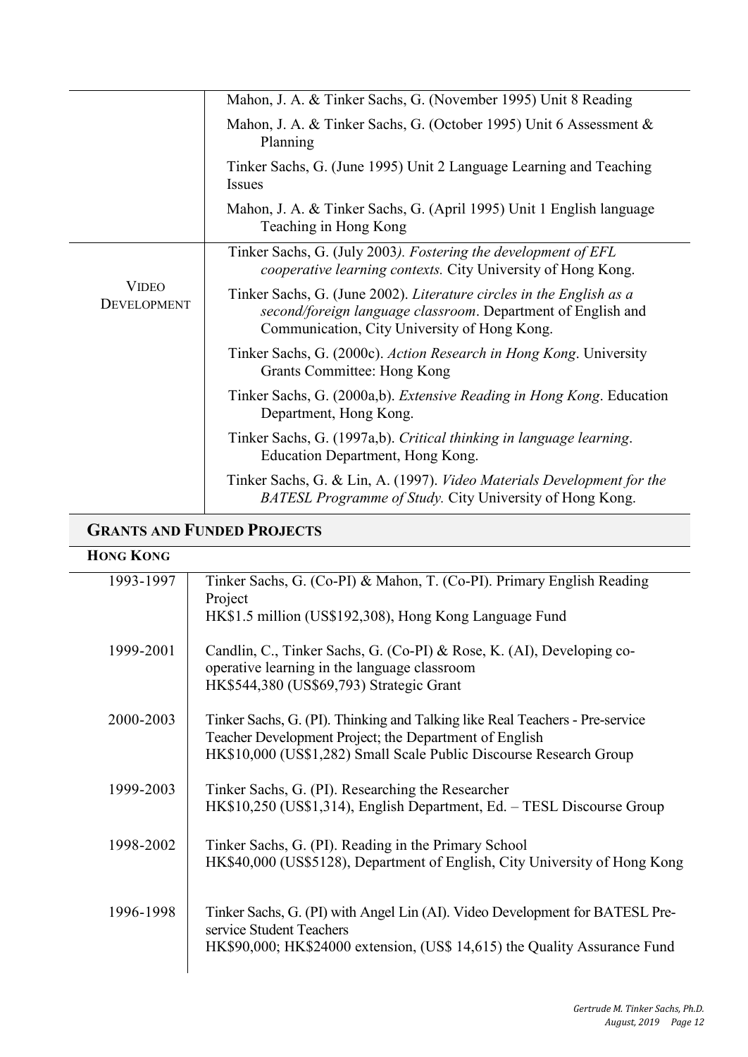| | |
|---|---|
| | Mahon, J. A. & Tinker Sachs, G. (November 1995) Unit 8 Reading |
| | Mahon, J. A. & Tinker Sachs, G. (October 1995) Unit 6 Assessment & Planning |
| | Tinker Sachs, G. (June 1995) Unit 2 Language Learning and Teaching Issues |
| | Mahon, J. A. & Tinker Sachs, G. (April 1995) Unit 1 English language Teaching in Hong Kong |
| Video Development | Tinker Sachs, G. (July 2003*). Fostering the development of EFL cooperative learning contexts.* City University of Hong Kong. |
| | Tinker Sachs, G. (June 2002). *Literature circles in the English as a second/foreign language classroom*. Department of English and Communication, City University of Hong Kong. |
| | Tinker Sachs, G. (2000c). *Action Research in Hong Kong*. University Grants Committee: Hong Kong |
| | Tinker Sachs, G. (2000a,b). *Extensive Reading in Hong Kong*. Education Department, Hong Kong. |
| | Tinker Sachs, G. (1997a,b). *Critical thinking in language learning*. Education Department, Hong Kong. |
| | Tinker Sachs, G. & Lin, A. (1997). *Video Materials Development for the BATESL Programme of Study.* City University of Hong Kong. |

## Grants and Funded Projects

### Hong Kong

| | |
|---|---|
| 1993-1997 | Tinker Sachs, G. (Co-PI) & Mahon, T. (Co-PI). Primary English Reading Project<br>HK$1.5 million (US$192,308), Hong Kong Language Fund |
| 1999-2001 | Candlin, C., Tinker Sachs, G. (Co-PI) & Rose, K. (AI), Developing co-operative learning in the language classroom<br>HK$544,380 (US$69,793) Strategic Grant |
| 2000-2003 | Tinker Sachs, G. (PI). Thinking and Talking like Real Teachers - Pre-service Teacher Development Project; the Department of English<br>HK$10,000 (US$1,282) Small Scale Public Discourse Research Group |
| 1999-2003 | Tinker Sachs, G. (PI). Researching the Researcher<br>HK$10,250 (US$1,314), English Department, Ed. – TESL Discourse Group |
| 1998-2002 | Tinker Sachs, G. (PI). Reading in the Primary School<br>HK$40,000 (US$5128), Department of English, City University of Hong Kong |
| 1996-1998 | Tinker Sachs, G. (PI) with Angel Lin (AI). Video Development for BATESL Pre-service Student Teachers<br>HK$90,000; HK$24000 extension, (US$ 14,615) the Quality Assurance Fund |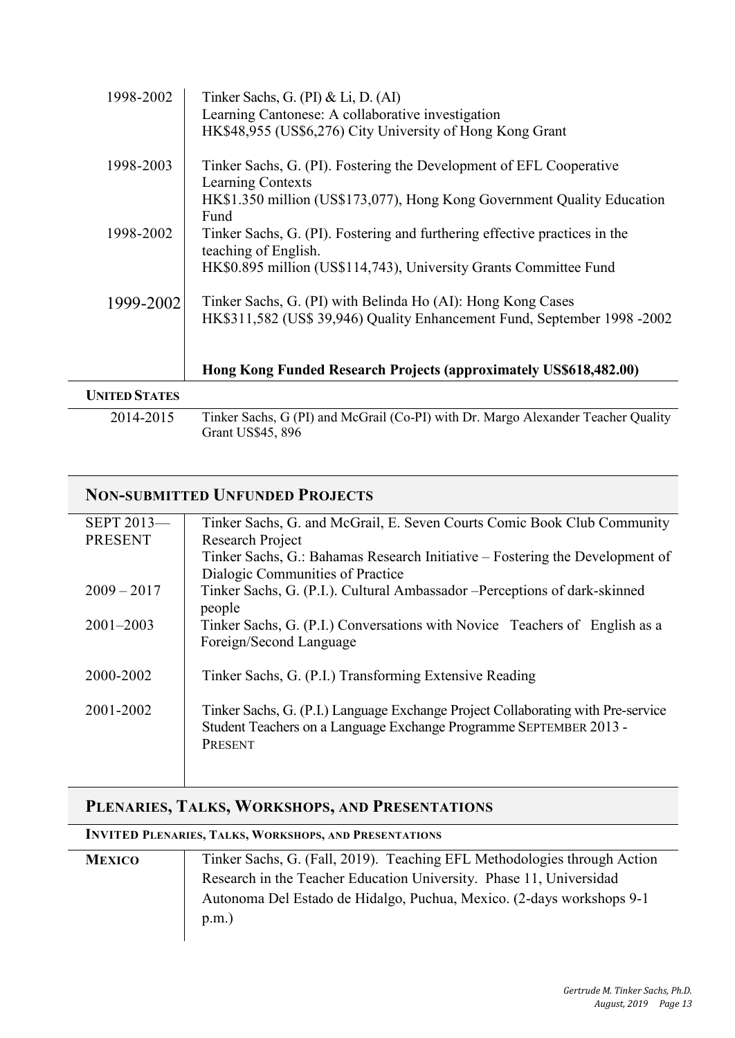| | |
|---|---|
| 1998-2002 | Tinker Sachs, G. (PI) & Li, D. (AI)<br>Learning Cantonese: A collaborative investigation<br>HK$48,955 (US$6,276) City University of Hong Kong Grant |
| 1998-2003 | Tinker Sachs, G. (PI). Fostering the Development of EFL Cooperative Learning Contexts<br>HK$1.350 million (US$173,077), Hong Kong Government Quality Education Fund |
| 1998-2002 | Tinker Sachs, G. (PI). Fostering and furthering effective practices in the teaching of English.<br>HK$0.895 million (US$114,743), University Grants Committee Fund |
| 1999-2002 | Tinker Sachs, G. (PI) with Belinda Ho (AI): Hong Kong Cases<br>HK$311,582 (US$ 39,946) Quality Enhancement Fund, September 1998 -2002 |
| | **Hong Kong Funded Research Projects (approximately US$618,482.00)** |

**UNITED STATES**

| | |
|---|---|
| 2014-2015 | Tinker Sachs, G (PI) and McGrail (Co-PI) with Dr. Margo Alexander Teacher Quality Grant US$45, 896 |

## NON-SUBMITTED UNFUNDED PROJECTS

| | |
|---|---|
| SEPT 2013— PRESENT | Tinker Sachs, G. and McGrail, E. Seven Courts Comic Book Club Community Research Project<br>Tinker Sachs, G.: Bahamas Research Initiative – Fostering the Development of Dialogic Communities of Practice |
| 2009 – 2017 | Tinker Sachs, G. (P.I.). Cultural Ambassador –Perceptions of dark-skinned people |
| 2001–2003 | Tinker Sachs, G. (P.I.) Conversations with Novice Teachers of English as a Foreign/Second Language |
| 2000-2002 | Tinker Sachs, G. (P.I.) Transforming Extensive Reading |
| 2001-2002 | Tinker Sachs, G. (P.I.) Language Exchange Project Collaborating with Pre-service Student Teachers on a Language Exchange Programme SEPTEMBER 2013 - PRESENT |

## PLENARIES, TALKS, WORKSHOPS, AND PRESENTATIONS

**INVITED PLENARIES, TALKS, WORKSHOPS, AND PRESENTATIONS**

| | |
|---|---|
| **MEXICO** | Tinker Sachs, G. (Fall, 2019). Teaching EFL Methodologies through Action Research in the Teacher Education University. Phase 11, Universidad Autonoma Del Estado de Hidalgo, Puchua, Mexico. (2-days workshops 9-1 p.m.) |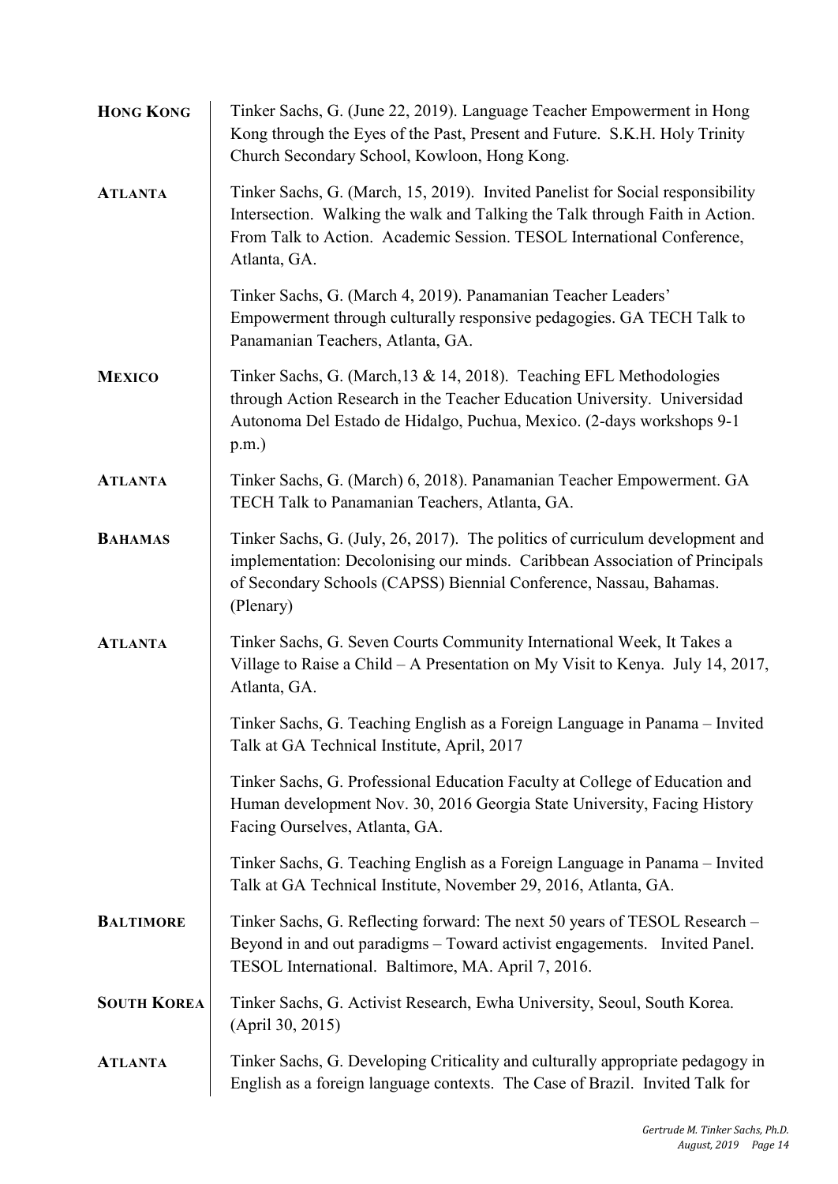**HONG KONG**

Tinker Sachs, G. (June 22, 2019). Language Teacher Empowerment in Hong Kong through the Eyes of the Past, Present and Future. S.K.H. Holy Trinity Church Secondary School, Kowloon, Hong Kong.

**ATLANTA**

Tinker Sachs, G. (March, 15, 2019). Invited Panelist for Social responsibility Intersection. Walking the walk and Talking the Talk through Faith in Action. From Talk to Action. Academic Session. TESOL International Conference, Atlanta, GA.

Tinker Sachs, G. (March 4, 2019). Panamanian Teacher Leaders' Empowerment through culturally responsive pedagogies. GA TECH Talk to Panamanian Teachers, Atlanta, GA.

**MEXICO**

Tinker Sachs, G. (March,13 & 14, 2018). Teaching EFL Methodologies through Action Research in the Teacher Education University. Universidad Autonoma Del Estado de Hidalgo, Puchua, Mexico. (2-days workshops 9-1 p.m.)

**ATLANTA**

Tinker Sachs, G. (March) 6, 2018). Panamanian Teacher Empowerment. GA TECH Talk to Panamanian Teachers, Atlanta, GA.

**BAHAMAS**

Tinker Sachs, G. (July, 26, 2017). The politics of curriculum development and implementation: Decolonising our minds. Caribbean Association of Principals of Secondary Schools (CAPSS) Biennial Conference, Nassau, Bahamas. (Plenary)

**ATLANTA**

Tinker Sachs, G. Seven Courts Community International Week, It Takes a Village to Raise a Child – A Presentation on My Visit to Kenya. July 14, 2017, Atlanta, GA.

Tinker Sachs, G. Teaching English as a Foreign Language in Panama – Invited Talk at GA Technical Institute, April, 2017

Tinker Sachs, G. Professional Education Faculty at College of Education and Human development Nov. 30, 2016 Georgia State University, Facing History Facing Ourselves, Atlanta, GA.

Tinker Sachs, G. Teaching English as a Foreign Language in Panama – Invited Talk at GA Technical Institute, November 29, 2016, Atlanta, GA.

**BALTIMORE**

Tinker Sachs, G. Reflecting forward: The next 50 years of TESOL Research – Beyond in and out paradigms – Toward activist engagements. Invited Panel. TESOL International. Baltimore, MA. April 7, 2016.

**SOUTH KOREA**

Tinker Sachs, G. Activist Research, Ewha University, Seoul, South Korea. (April 30, 2015)

**ATLANTA**

Tinker Sachs, G. Developing Criticality and culturally appropriate pedagogy in English as a foreign language contexts. The Case of Brazil. Invited Talk for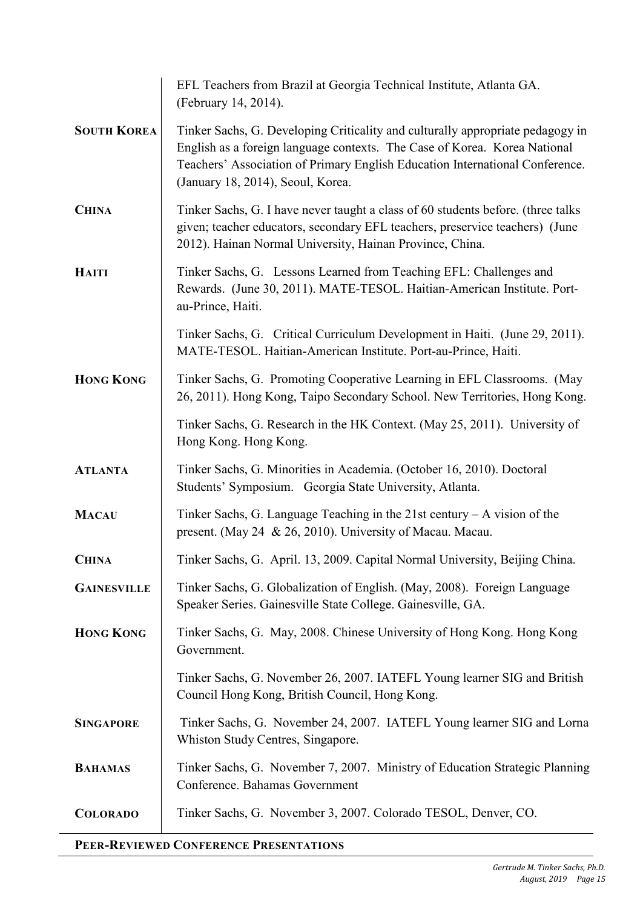| | |
|---|---|
| | EFL Teachers from Brazil at Georgia Technical Institute, Atlanta GA. (February 14, 2014). |
| **SOUTH KOREA** | Tinker Sachs, G. Developing Criticality and culturally appropriate pedagogy in English as a foreign language contexts. The Case of Korea. Korea National Teachers' Association of Primary English Education International Conference. (January 18, 2014), Seoul, Korea. |
| **CHINA** | Tinker Sachs, G. I have never taught a class of 60 students before. (three talks given; teacher educators, secondary EFL teachers, preservice teachers) (June 2012). Hainan Normal University, Hainan Province, China. |
| **HAITI** | Tinker Sachs, G. Lessons Learned from Teaching EFL: Challenges and Rewards. (June 30, 2011). MATE-TESOL. Haitian-American Institute. Port-au-Prince, Haiti. |
| | Tinker Sachs, G. Critical Curriculum Development in Haiti. (June 29, 2011). MATE-TESOL. Haitian-American Institute. Port-au-Prince, Haiti. |
| **HONG KONG** | Tinker Sachs, G. Promoting Cooperative Learning in EFL Classrooms. (May 26, 2011). Hong Kong, Taipo Secondary School. New Territories, Hong Kong. |
| | Tinker Sachs, G. Research in the HK Context. (May 25, 2011). University of Hong Kong. Hong Kong. |
| **ATLANTA** | Tinker Sachs, G. Minorities in Academia. (October 16, 2010). Doctoral Students' Symposium. Georgia State University, Atlanta. |
| **MACAU** | Tinker Sachs, G. Language Teaching in the 21st century – A vision of the present. (May 24 & 26, 2010). University of Macau. Macau. |
| **CHINA** | Tinker Sachs, G. April. 13, 2009. Capital Normal University, Beijing China. |
| **GAINESVILLE** | Tinker Sachs, G. Globalization of English. (May, 2008). Foreign Language Speaker Series. Gainesville State College. Gainesville, GA. |
| **HONG KONG** | Tinker Sachs, G. May, 2008. Chinese University of Hong Kong. Hong Kong Government. |
| | Tinker Sachs, G. November 26, 2007. IATEFL Young learner SIG and British Council Hong Kong, British Council, Hong Kong. |
| **SINGAPORE** | Tinker Sachs, G. November 24, 2007. IATEFL Young learner SIG and Lorna Whiston Study Centres, Singapore. |
| **BAHAMAS** | Tinker Sachs, G. November 7, 2007. Ministry of Education Strategic Planning Conference. Bahamas Government |
| **COLORADO** | Tinker Sachs, G. November 3, 2007. Colorado TESOL, Denver, CO. |

## PEER-REVIEWED CONFERENCE PRESENTATIONS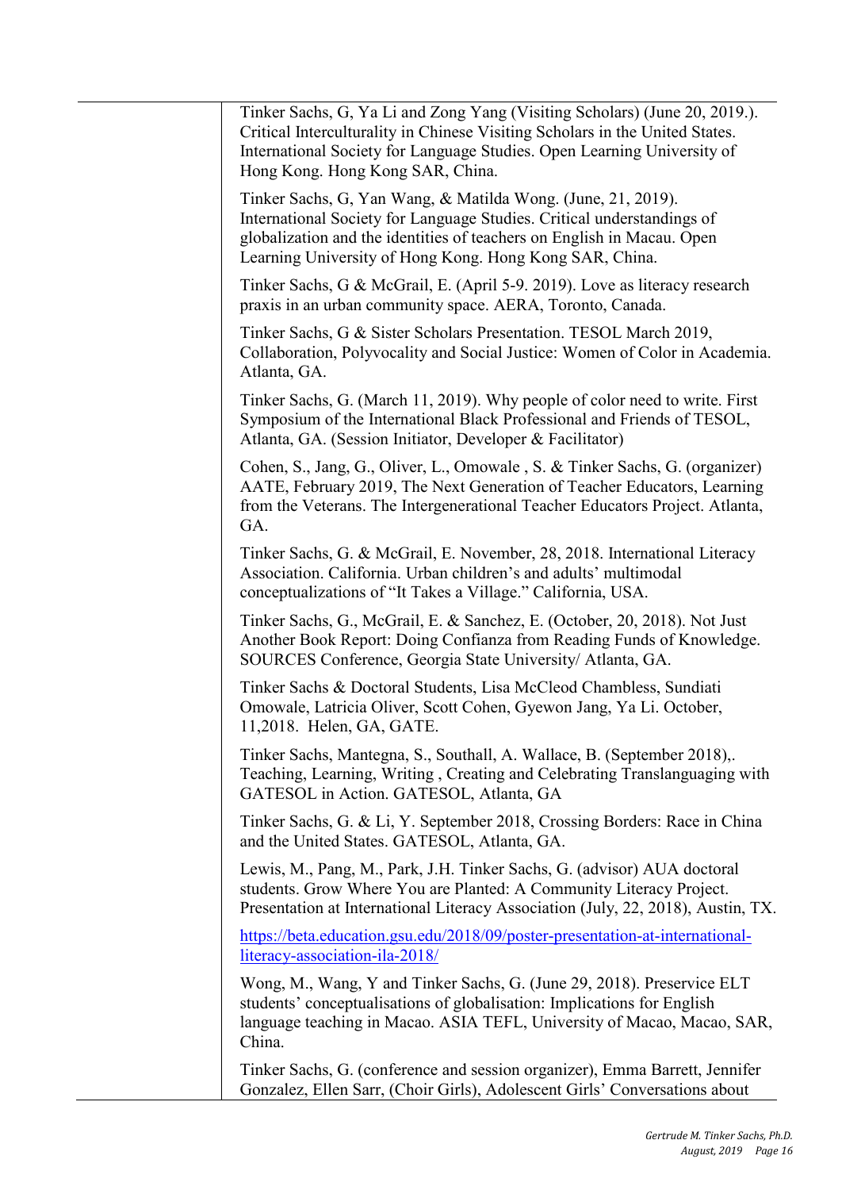Tinker Sachs, G, Ya Li and Zong Yang (Visiting Scholars) (June 20, 2019.). Critical Interculturality in Chinese Visiting Scholars in the United States. International Society for Language Studies. Open Learning University of Hong Kong. Hong Kong SAR, China.

Tinker Sachs, G, Yan Wang, & Matilda Wong. (June, 21, 2019). International Society for Language Studies. Critical understandings of globalization and the identities of teachers on English in Macau. Open Learning University of Hong Kong. Hong Kong SAR, China.

Tinker Sachs, G & McGrail, E. (April 5-9. 2019). Love as literacy research praxis in an urban community space. AERA, Toronto, Canada.

Tinker Sachs, G & Sister Scholars Presentation. TESOL March 2019, Collaboration, Polyvocality and Social Justice: Women of Color in Academia. Atlanta, GA.

Tinker Sachs, G. (March 11, 2019). Why people of color need to write. First Symposium of the International Black Professional and Friends of TESOL, Atlanta, GA. (Session Initiator, Developer & Facilitator)

Cohen, S., Jang, G., Oliver, L., Omowale , S. & Tinker Sachs, G. (organizer) AATE, February 2019, The Next Generation of Teacher Educators, Learning from the Veterans. The Intergenerational Teacher Educators Project. Atlanta, GA.

Tinker Sachs, G. & McGrail, E. November, 28, 2018. International Literacy Association. California. Urban children's and adults' multimodal conceptualizations of "It Takes a Village." California, USA.

Tinker Sachs, G., McGrail, E. & Sanchez, E. (October, 20, 2018). Not Just Another Book Report: Doing Confianza from Reading Funds of Knowledge. SOURCES Conference, Georgia State University/ Atlanta, GA.

Tinker Sachs & Doctoral Students, Lisa McCleod Chambless, Sundiati Omowale, Latricia Oliver, Scott Cohen, Gyewon Jang, Ya Li. October, 11,2018. Helen, GA, GATE.

Tinker Sachs, Mantegna, S., Southall, A. Wallace, B. (September 2018),. Teaching, Learning, Writing , Creating and Celebrating Translanguaging with GATESOL in Action. GATESOL, Atlanta, GA

Tinker Sachs, G. & Li, Y. September 2018, Crossing Borders: Race in China and the United States. GATESOL, Atlanta, GA.

Lewis, M., Pang, M., Park, J.H. Tinker Sachs, G. (advisor) AUA doctoral students. Grow Where You are Planted: A Community Literacy Project. Presentation at International Literacy Association (July, 22, 2018), Austin, TX.

https://beta.education.gsu.edu/2018/09/poster-presentation-at-international-literacy-association-ila-2018/

Wong, M., Wang, Y and Tinker Sachs, G. (June 29, 2018). Preservice ELT students' conceptualisations of globalisation: Implications for English language teaching in Macao. ASIA TEFL, University of Macao, Macao, SAR, China.

Tinker Sachs, G. (conference and session organizer), Emma Barrett, Jennifer Gonzalez, Ellen Sarr, (Choir Girls), Adolescent Girls' Conversations about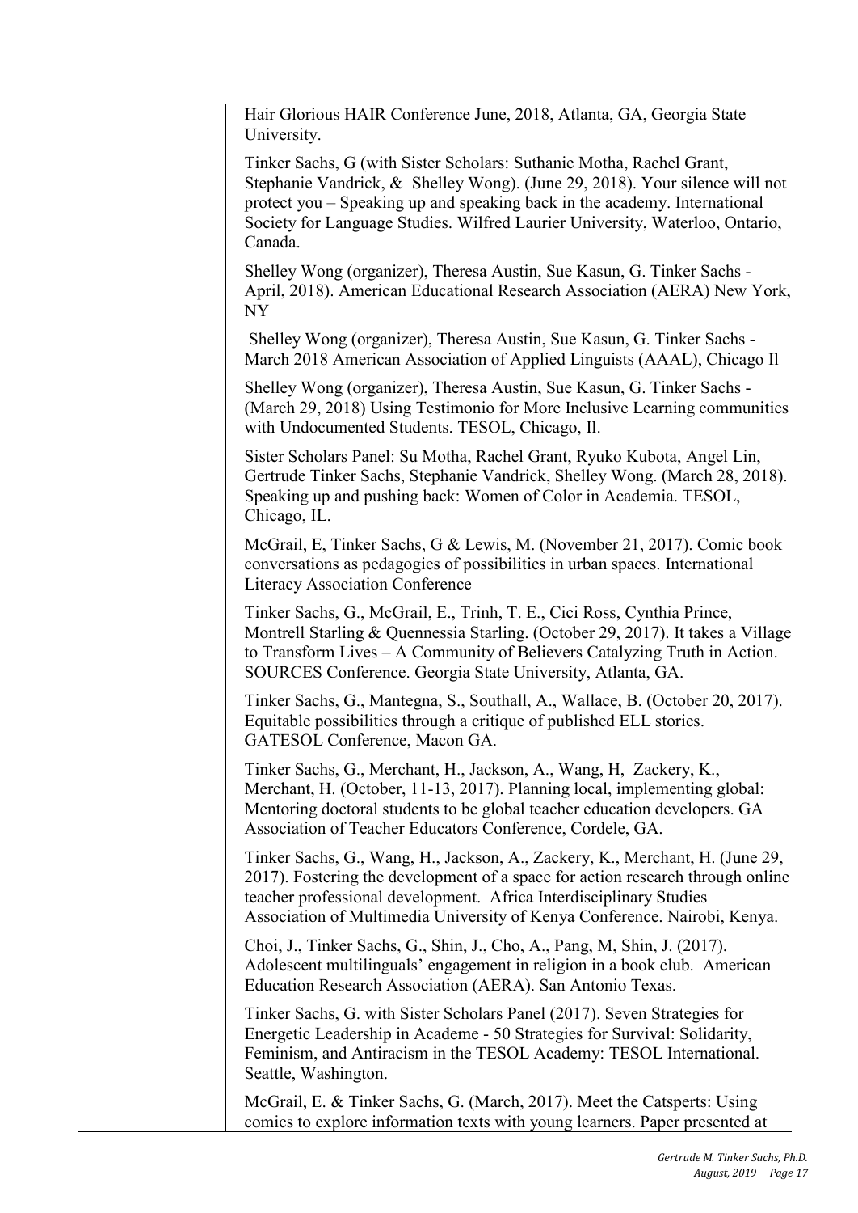Hair Glorious HAIR Conference June, 2018, Atlanta, GA, Georgia State University.

Tinker Sachs, G (with Sister Scholars: Suthanie Motha, Rachel Grant, Stephanie Vandrick, & Shelley Wong). (June 29, 2018). Your silence will not protect you – Speaking up and speaking back in the academy. International Society for Language Studies. Wilfred Laurier University, Waterloo, Ontario, Canada.

Shelley Wong (organizer), Theresa Austin, Sue Kasun, G. Tinker Sachs - April, 2018). American Educational Research Association (AERA) New York, NY

Shelley Wong (organizer), Theresa Austin, Sue Kasun, G. Tinker Sachs - March 2018 American Association of Applied Linguists (AAAL), Chicago Il

Shelley Wong (organizer), Theresa Austin, Sue Kasun, G. Tinker Sachs - (March 29, 2018) Using Testimonio for More Inclusive Learning communities with Undocumented Students. TESOL, Chicago, Il.

Sister Scholars Panel: Su Motha, Rachel Grant, Ryuko Kubota, Angel Lin, Gertrude Tinker Sachs, Stephanie Vandrick, Shelley Wong. (March 28, 2018). Speaking up and pushing back: Women of Color in Academia. TESOL, Chicago, IL.

McGrail, E, Tinker Sachs, G & Lewis, M. (November 21, 2017). Comic book conversations as pedagogies of possibilities in urban spaces. International Literacy Association Conference

Tinker Sachs, G., McGrail, E., Trinh, T. E., Cici Ross, Cynthia Prince, Montrell Starling & Quennessia Starling. (October 29, 2017). It takes a Village to Transform Lives – A Community of Believers Catalyzing Truth in Action. SOURCES Conference. Georgia State University, Atlanta, GA.

Tinker Sachs, G., Mantegna, S., Southall, A., Wallace, B. (October 20, 2017). Equitable possibilities through a critique of published ELL stories. GATESOL Conference, Macon GA.

Tinker Sachs, G., Merchant, H., Jackson, A., Wang, H, Zackery, K., Merchant, H. (October, 11-13, 2017). Planning local, implementing global: Mentoring doctoral students to be global teacher education developers. GA Association of Teacher Educators Conference, Cordele, GA.

Tinker Sachs, G., Wang, H., Jackson, A., Zackery, K., Merchant, H. (June 29, 2017). Fostering the development of a space for action research through online teacher professional development. Africa Interdisciplinary Studies Association of Multimedia University of Kenya Conference. Nairobi, Kenya.

Choi, J., Tinker Sachs, G., Shin, J., Cho, A., Pang, M, Shin, J. (2017). Adolescent multilinguals' engagement in religion in a book club. American Education Research Association (AERA). San Antonio Texas.

Tinker Sachs, G. with Sister Scholars Panel (2017). Seven Strategies for Energetic Leadership in Academe - 50 Strategies for Survival: Solidarity, Feminism, and Antiracism in the TESOL Academy: TESOL International. Seattle, Washington.

McGrail, E. & Tinker Sachs, G. (March, 2017). Meet the Catsperts: Using comics to explore information texts with young learners. Paper presented at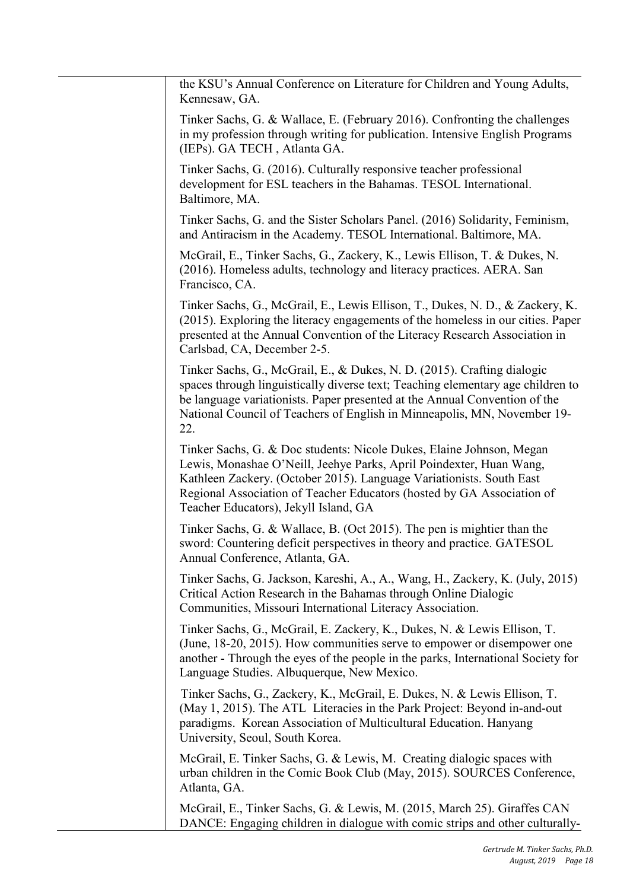the KSU's Annual Conference on Literature for Children and Young Adults, Kennesaw, GA.

Tinker Sachs, G. & Wallace, E. (February 2016). Confronting the challenges in my profession through writing for publication. Intensive English Programs (IEPs). GA TECH , Atlanta GA.

Tinker Sachs, G. (2016). Culturally responsive teacher professional development for ESL teachers in the Bahamas. TESOL International. Baltimore, MA.

Tinker Sachs, G. and the Sister Scholars Panel. (2016) Solidarity, Feminism, and Antiracism in the Academy. TESOL International. Baltimore, MA.

McGrail, E., Tinker Sachs, G., Zackery, K., Lewis Ellison, T. & Dukes, N. (2016). Homeless adults, technology and literacy practices. AERA. San Francisco, CA.

Tinker Sachs, G., McGrail, E., Lewis Ellison, T., Dukes, N. D., & Zackery, K. (2015). Exploring the literacy engagements of the homeless in our cities. Paper presented at the Annual Convention of the Literacy Research Association in Carlsbad, CA, December 2-5.

Tinker Sachs, G., McGrail, E., & Dukes, N. D. (2015). Crafting dialogic spaces through linguistically diverse text; Teaching elementary age children to be language variationists. Paper presented at the Annual Convention of the National Council of Teachers of English in Minneapolis, MN, November 19-22.

Tinker Sachs, G. & Doc students: Nicole Dukes, Elaine Johnson, Megan Lewis, Monashae O'Neill, Jeehye Parks, April Poindexter, Huan Wang, Kathleen Zackery. (October 2015). Language Variationists. South East Regional Association of Teacher Educators (hosted by GA Association of Teacher Educators), Jekyll Island, GA

Tinker Sachs, G. & Wallace, B. (Oct 2015). The pen is mightier than the sword: Countering deficit perspectives in theory and practice. GATESOL Annual Conference, Atlanta, GA.

Tinker Sachs, G. Jackson, Kareshi, A., A., Wang, H., Zackery, K. (July, 2015) Critical Action Research in the Bahamas through Online Dialogic Communities, Missouri International Literacy Association.

Tinker Sachs, G., McGrail, E. Zackery, K., Dukes, N. & Lewis Ellison, T. (June, 18-20, 2015). How communities serve to empower or disempower one another - Through the eyes of the people in the parks, International Society for Language Studies. Albuquerque, New Mexico.

Tinker Sachs, G., Zackery, K., McGrail, E. Dukes, N. & Lewis Ellison, T. (May 1, 2015). The ATL Literacies in the Park Project: Beyond in-and-out paradigms. Korean Association of Multicultural Education. Hanyang University, Seoul, South Korea.

McGrail, E. Tinker Sachs, G. & Lewis, M. Creating dialogic spaces with urban children in the Comic Book Club (May, 2015). SOURCES Conference, Atlanta, GA.

McGrail, E., Tinker Sachs, G. & Lewis, M. (2015, March 25). Giraffes CAN DANCE: Engaging children in dialogue with comic strips and other culturally-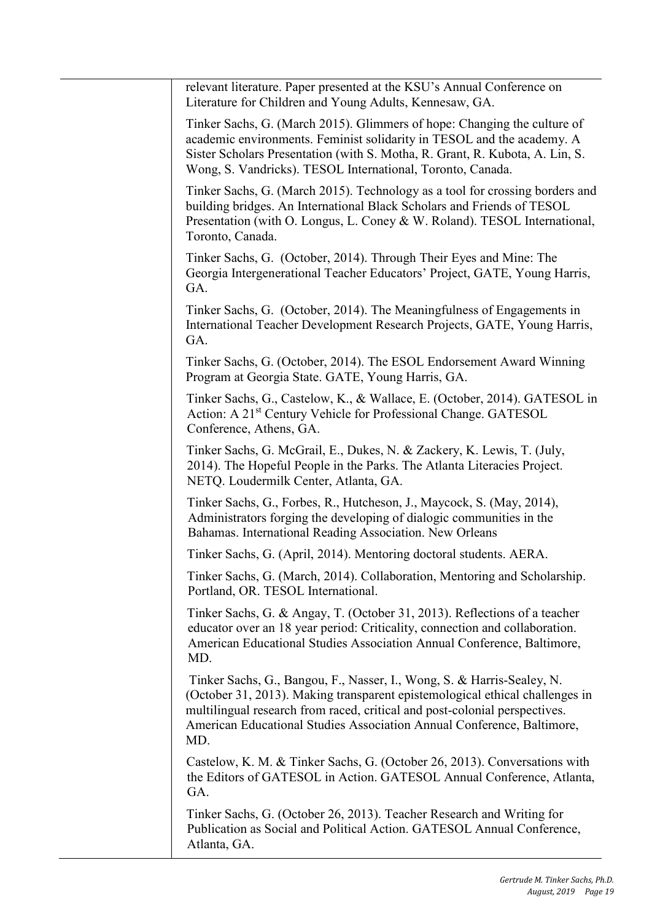relevant literature. Paper presented at the KSU's Annual Conference on Literature for Children and Young Adults, Kennesaw, GA.

Tinker Sachs, G. (March 2015). Glimmers of hope: Changing the culture of academic environments. Feminist solidarity in TESOL and the academy. A Sister Scholars Presentation (with S. Motha, R. Grant, R. Kubota, A. Lin, S. Wong, S. Vandricks). TESOL International, Toronto, Canada.

Tinker Sachs, G. (March 2015). Technology as a tool for crossing borders and building bridges. An International Black Scholars and Friends of TESOL Presentation (with O. Longus, L. Coney & W. Roland). TESOL International, Toronto, Canada.

Tinker Sachs, G. (October, 2014). Through Their Eyes and Mine: The Georgia Intergenerational Teacher Educators' Project, GATE, Young Harris, GA.

Tinker Sachs, G. (October, 2014). The Meaningfulness of Engagements in International Teacher Development Research Projects, GATE, Young Harris, GA.

Tinker Sachs, G. (October, 2014). The ESOL Endorsement Award Winning Program at Georgia State. GATE, Young Harris, GA.

Tinker Sachs, G., Castelow, K., & Wallace, E. (October, 2014). GATESOL in Action: A 21st Century Vehicle for Professional Change. GATESOL Conference, Athens, GA.

Tinker Sachs, G. McGrail, E., Dukes, N. & Zackery, K. Lewis, T. (July, 2014). The Hopeful People in the Parks. The Atlanta Literacies Project. NETQ. Loudermilk Center, Atlanta, GA.

Tinker Sachs, G., Forbes, R., Hutcheson, J., Maycock, S. (May, 2014), Administrators forging the developing of dialogic communities in the Bahamas. International Reading Association. New Orleans

Tinker Sachs, G. (April, 2014). Mentoring doctoral students. AERA.

Tinker Sachs, G. (March, 2014). Collaboration, Mentoring and Scholarship. Portland, OR. TESOL International.

Tinker Sachs, G. & Angay, T. (October 31, 2013). Reflections of a teacher educator over an 18 year period: Criticality, connection and collaboration. American Educational Studies Association Annual Conference, Baltimore, MD.

Tinker Sachs, G., Bangou, F., Nasser, I., Wong, S. & Harris-Sealey, N. (October 31, 2013). Making transparent epistemological ethical challenges in multilingual research from raced, critical and post-colonial perspectives. American Educational Studies Association Annual Conference, Baltimore, MD.

Castelow, K. M. & Tinker Sachs, G. (October 26, 2013). Conversations with the Editors of GATESOL in Action. GATESOL Annual Conference, Atlanta, GA.

Tinker Sachs, G. (October 26, 2013). Teacher Research and Writing for Publication as Social and Political Action. GATESOL Annual Conference, Atlanta, GA.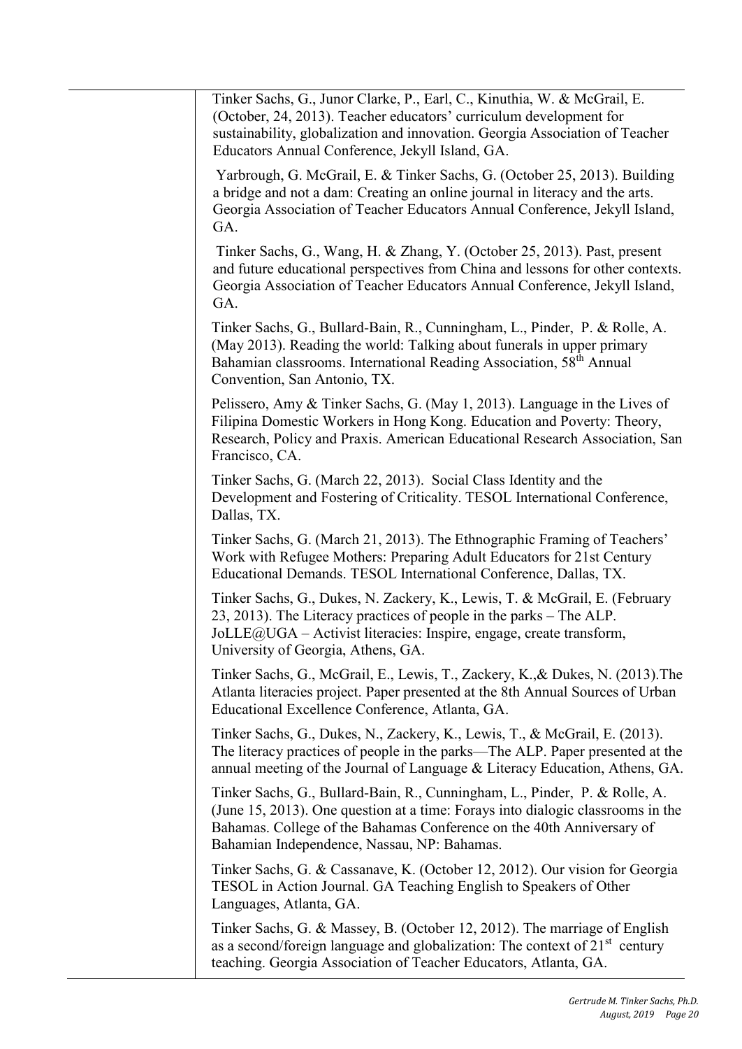Tinker Sachs, G., Junor Clarke, P., Earl, C., Kinuthia, W. & McGrail, E. (October, 24, 2013). Teacher educators' curriculum development for sustainability, globalization and innovation. Georgia Association of Teacher Educators Annual Conference, Jekyll Island, GA.

Yarbrough, G. McGrail, E. & Tinker Sachs, G. (October 25, 2013). Building a bridge and not a dam: Creating an online journal in literacy and the arts. Georgia Association of Teacher Educators Annual Conference, Jekyll Island, GA.

Tinker Sachs, G., Wang, H. & Zhang, Y. (October 25, 2013). Past, present and future educational perspectives from China and lessons for other contexts. Georgia Association of Teacher Educators Annual Conference, Jekyll Island, GA.

Tinker Sachs, G., Bullard-Bain, R., Cunningham, L., Pinder, P. & Rolle, A. (May 2013). Reading the world: Talking about funerals in upper primary Bahamian classrooms. International Reading Association, 58th Annual Convention, San Antonio, TX.

Pelissero, Amy & Tinker Sachs, G. (May 1, 2013). Language in the Lives of Filipina Domestic Workers in Hong Kong. Education and Poverty: Theory, Research, Policy and Praxis. American Educational Research Association, San Francisco, CA.

Tinker Sachs, G. (March 22, 2013). Social Class Identity and the Development and Fostering of Criticality. TESOL International Conference, Dallas, TX.

Tinker Sachs, G. (March 21, 2013). The Ethnographic Framing of Teachers' Work with Refugee Mothers: Preparing Adult Educators for 21st Century Educational Demands. TESOL International Conference, Dallas, TX.

Tinker Sachs, G., Dukes, N. Zackery, K., Lewis, T. & McGrail, E. (February 23, 2013). The Literacy practices of people in the parks – The ALP. JoLLE@UGA – Activist literacies: Inspire, engage, create transform, University of Georgia, Athens, GA.

Tinker Sachs, G., McGrail, E., Lewis, T., Zackery, K.,& Dukes, N. (2013).The Atlanta literacies project. Paper presented at the 8th Annual Sources of Urban Educational Excellence Conference, Atlanta, GA.

Tinker Sachs, G., Dukes, N., Zackery, K., Lewis, T., & McGrail, E. (2013). The literacy practices of people in the parks—The ALP. Paper presented at the annual meeting of the Journal of Language & Literacy Education, Athens, GA.

Tinker Sachs, G., Bullard-Bain, R., Cunningham, L., Pinder, P. & Rolle, A. (June 15, 2013). One question at a time: Forays into dialogic classrooms in the Bahamas. College of the Bahamas Conference on the 40th Anniversary of Bahamian Independence, Nassau, NP: Bahamas.

Tinker Sachs, G. & Cassanave, K. (October 12, 2012). Our vision for Georgia TESOL in Action Journal. GA Teaching English to Speakers of Other Languages, Atlanta, GA.

Tinker Sachs, G. & Massey, B. (October 12, 2012). The marriage of English as a second/foreign language and globalization: The context of 21st century teaching. Georgia Association of Teacher Educators, Atlanta, GA.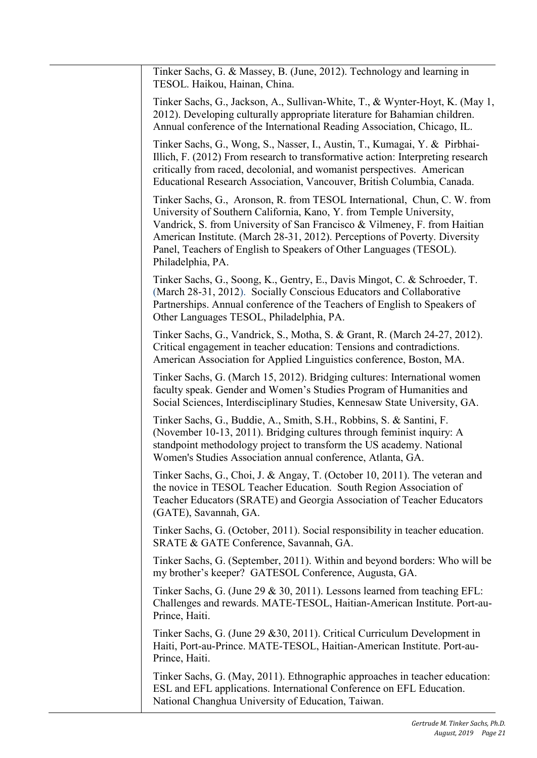Tinker Sachs, G. & Massey, B. (June, 2012). Technology and learning in TESOL. Haikou, Hainan, China.

Tinker Sachs, G., Jackson, A., Sullivan-White, T., & Wynter-Hoyt, K. (May 1, 2012). Developing culturally appropriate literature for Bahamian children. Annual conference of the International Reading Association, Chicago, IL.

Tinker Sachs, G., Wong, S., Nasser, I., Austin, T., Kumagai, Y. & Pirbhai-Illich, F. (2012) From research to transformative action: Interpreting research critically from raced, decolonial, and womanist perspectives. American Educational Research Association, Vancouver, British Columbia, Canada.

Tinker Sachs, G., Aronson, R. from TESOL International, Chun, C. W. from University of Southern California, Kano, Y. from Temple University, Vandrick, S. from University of San Francisco & Vilmeney, F. from Haitian American Institute. (March 28-31, 2012). Perceptions of Poverty. Diversity Panel, Teachers of English to Speakers of Other Languages (TESOL). Philadelphia, PA.

Tinker Sachs, G., Soong, K., Gentry, E., Davis Mingot, C. & Schroeder, T. (March 28-31, 2012). Socially Conscious Educators and Collaborative Partnerships. Annual conference of the Teachers of English to Speakers of Other Languages TESOL, Philadelphia, PA.

Tinker Sachs, G., Vandrick, S., Motha, S. & Grant, R. (March 24-27, 2012). Critical engagement in teacher education: Tensions and contradictions. American Association for Applied Linguistics conference, Boston, MA.

Tinker Sachs, G. (March 15, 2012). Bridging cultures: International women faculty speak. Gender and Women's Studies Program of Humanities and Social Sciences, Interdisciplinary Studies, Kennesaw State University, GA.

Tinker Sachs, G., Buddie, A., Smith, S.H., Robbins, S. & Santini, F. (November 10-13, 2011). Bridging cultures through feminist inquiry: A standpoint methodology project to transform the US academy. National Women's Studies Association annual conference, Atlanta, GA.

Tinker Sachs, G., Choi, J. & Angay, T. (October 10, 2011). The veteran and the novice in TESOL Teacher Education. South Region Association of Teacher Educators (SRATE) and Georgia Association of Teacher Educators (GATE), Savannah, GA.

Tinker Sachs, G. (October, 2011). Social responsibility in teacher education. SRATE & GATE Conference, Savannah, GA.

Tinker Sachs, G. (September, 2011). Within and beyond borders: Who will be my brother's keeper? GATESOL Conference, Augusta, GA.

Tinker Sachs, G. (June 29 & 30, 2011). Lessons learned from teaching EFL: Challenges and rewards. MATE-TESOL, Haitian-American Institute. Port-au-Prince, Haiti.

Tinker Sachs, G. (June 29 &30, 2011). Critical Curriculum Development in Haiti, Port-au-Prince. MATE-TESOL, Haitian-American Institute. Port-au-Prince, Haiti.

Tinker Sachs, G. (May, 2011). Ethnographic approaches in teacher education: ESL and EFL applications. International Conference on EFL Education. National Changhua University of Education, Taiwan.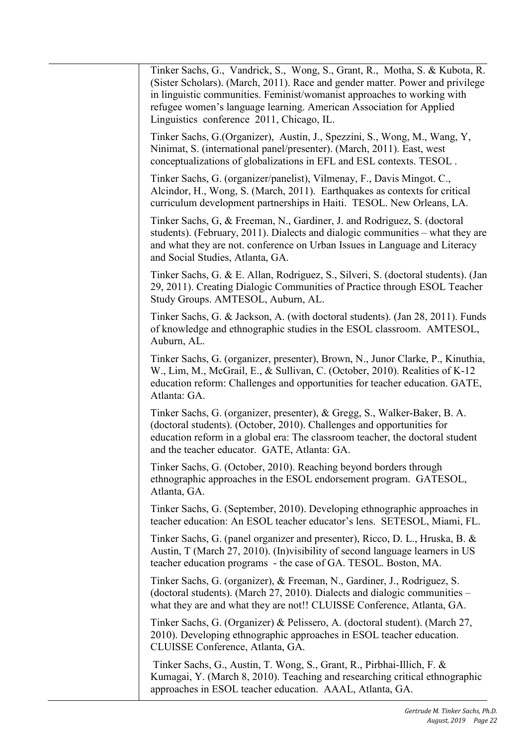Tinker Sachs, G., Vandrick, S., Wong, S., Grant, R., Motha, S. & Kubota, R. (Sister Scholars). (March, 2011). Race and gender matter. Power and privilege in linguistic communities. Feminist/womanist approaches to working with refugee women's language learning. American Association for Applied Linguistics conference 2011, Chicago, IL.

Tinker Sachs, G.(Organizer), Austin, J., Spezzini, S., Wong, M., Wang, Y, Ninimat, S. (international panel/presenter). (March, 2011). East, west conceptualizations of globalizations in EFL and ESL contexts. TESOL .

Tinker Sachs, G. (organizer/panelist), Vilmenay, F., Davis Mingot. C., Alcindor, H., Wong, S. (March, 2011). Earthquakes as contexts for critical curriculum development partnerships in Haiti. TESOL. New Orleans, LA.

Tinker Sachs, G, & Freeman, N., Gardiner, J. and Rodriguez, S. (doctoral students). (February, 2011). Dialects and dialogic communities – what they are and what they are not. conference on Urban Issues in Language and Literacy and Social Studies, Atlanta, GA.

Tinker Sachs, G. & E. Allan, Rodriguez, S., Silveri, S. (doctoral students). (Jan 29, 2011). Creating Dialogic Communities of Practice through ESOL Teacher Study Groups. AMTESOL, Auburn, AL.

Tinker Sachs, G. & Jackson, A. (with doctoral students). (Jan 28, 2011). Funds of knowledge and ethnographic studies in the ESOL classroom. AMTESOL, Auburn, AL.

Tinker Sachs, G. (organizer, presenter), Brown, N., Junor Clarke, P., Kinuthia, W., Lim, M., McGrail, E., & Sullivan, C. (October, 2010). Realities of K-12 education reform: Challenges and opportunities for teacher education. GATE, Atlanta: GA.

Tinker Sachs, G. (organizer, presenter), & Gregg, S., Walker-Baker, B. A. (doctoral students). (October, 2010). Challenges and opportunities for education reform in a global era: The classroom teacher, the doctoral student and the teacher educator. GATE, Atlanta: GA.

Tinker Sachs, G. (October, 2010). Reaching beyond borders through ethnographic approaches in the ESOL endorsement program. GATESOL, Atlanta, GA.

Tinker Sachs, G. (September, 2010). Developing ethnographic approaches in teacher education: An ESOL teacher educator's lens. SETESOL, Miami, FL.

Tinker Sachs, G. (panel organizer and presenter), Ricco, D. L., Hruska, B. & Austin, T (March 27, 2010). (In)visibility of second language learners in US teacher education programs - the case of GA. TESOL. Boston, MA.

Tinker Sachs, G. (organizer), & Freeman, N., Gardiner, J., Rodriguez, S. (doctoral students). (March 27, 2010). Dialects and dialogic communities – what they are and what they are not!! CLUISSE Conference, Atlanta, GA.

Tinker Sachs, G. (Organizer) & Pelissero, A. (doctoral student). (March 27, 2010). Developing ethnographic approaches in ESOL teacher education. CLUISSE Conference, Atlanta, GA.

Tinker Sachs, G., Austin, T. Wong, S., Grant, R., Pirbhai-Illich, F. & Kumagai, Y. (March 8, 2010). Teaching and researching critical ethnographic approaches in ESOL teacher education. AAAL, Atlanta, GA.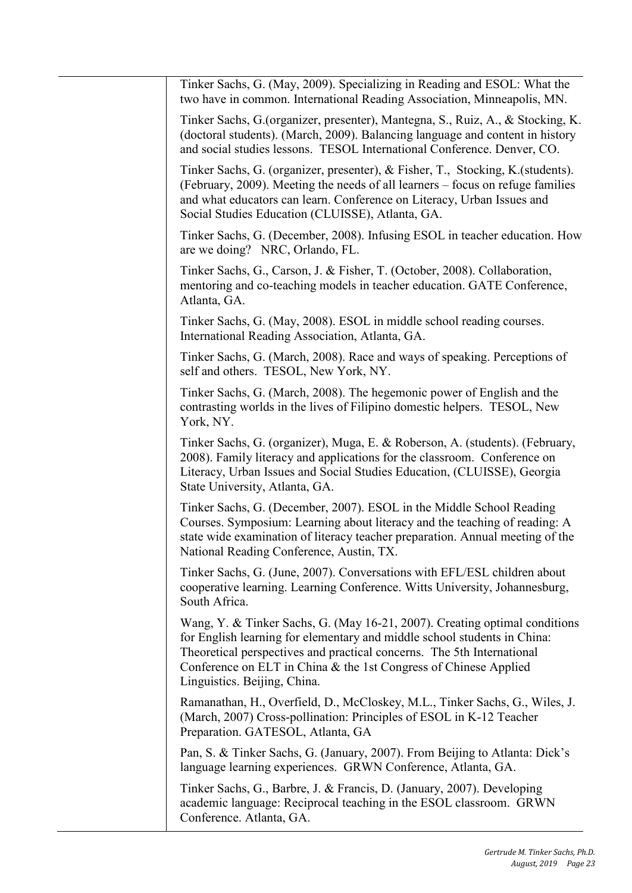Tinker Sachs, G. (May, 2009). Specializing in Reading and ESOL: What the two have in common. International Reading Association, Minneapolis, MN.

Tinker Sachs, G.(organizer, presenter), Mantegna, S., Ruiz, A., & Stocking, K. (doctoral students). (March, 2009). Balancing language and content in history and social studies lessons. TESOL International Conference. Denver, CO.

Tinker Sachs, G. (organizer, presenter), & Fisher, T., Stocking, K.(students). (February, 2009). Meeting the needs of all learners – focus on refuge families and what educators can learn. Conference on Literacy, Urban Issues and Social Studies Education (CLUISSE), Atlanta, GA.

Tinker Sachs, G. (December, 2008). Infusing ESOL in teacher education. How are we doing? NRC, Orlando, FL.

Tinker Sachs, G., Carson, J. & Fisher, T. (October, 2008). Collaboration, mentoring and co-teaching models in teacher education. GATE Conference, Atlanta, GA.

Tinker Sachs, G. (May, 2008). ESOL in middle school reading courses. International Reading Association, Atlanta, GA.

Tinker Sachs, G. (March, 2008). Race and ways of speaking. Perceptions of self and others. TESOL, New York, NY.

Tinker Sachs, G. (March, 2008). The hegemonic power of English and the contrasting worlds in the lives of Filipino domestic helpers. TESOL, New York, NY.

Tinker Sachs, G. (organizer), Muga, E. & Roberson, A. (students). (February, 2008). Family literacy and applications for the classroom. Conference on Literacy, Urban Issues and Social Studies Education, (CLUISSE), Georgia State University, Atlanta, GA.

Tinker Sachs, G. (December, 2007). ESOL in the Middle School Reading Courses. Symposium: Learning about literacy and the teaching of reading: A state wide examination of literacy teacher preparation. Annual meeting of the National Reading Conference, Austin, TX.

Tinker Sachs, G. (June, 2007). Conversations with EFL/ESL children about cooperative learning. Learning Conference. Witts University, Johannesburg, South Africa.

Wang, Y. & Tinker Sachs, G. (May 16-21, 2007). Creating optimal conditions for English learning for elementary and middle school students in China: Theoretical perspectives and practical concerns. The 5th International Conference on ELT in China & the 1st Congress of Chinese Applied Linguistics. Beijing, China.

Ramanathan, H., Overfield, D., McCloskey, M.L., Tinker Sachs, G., Wiles, J. (March, 2007) Cross-pollination: Principles of ESOL in K-12 Teacher Preparation. GATESOL, Atlanta, GA

Pan, S. & Tinker Sachs, G. (January, 2007). From Beijing to Atlanta: Dick's language learning experiences. GRWN Conference, Atlanta, GA.

Tinker Sachs, G., Barbre, J. & Francis, D. (January, 2007). Developing academic language: Reciprocal teaching in the ESOL classroom. GRWN Conference. Atlanta, GA.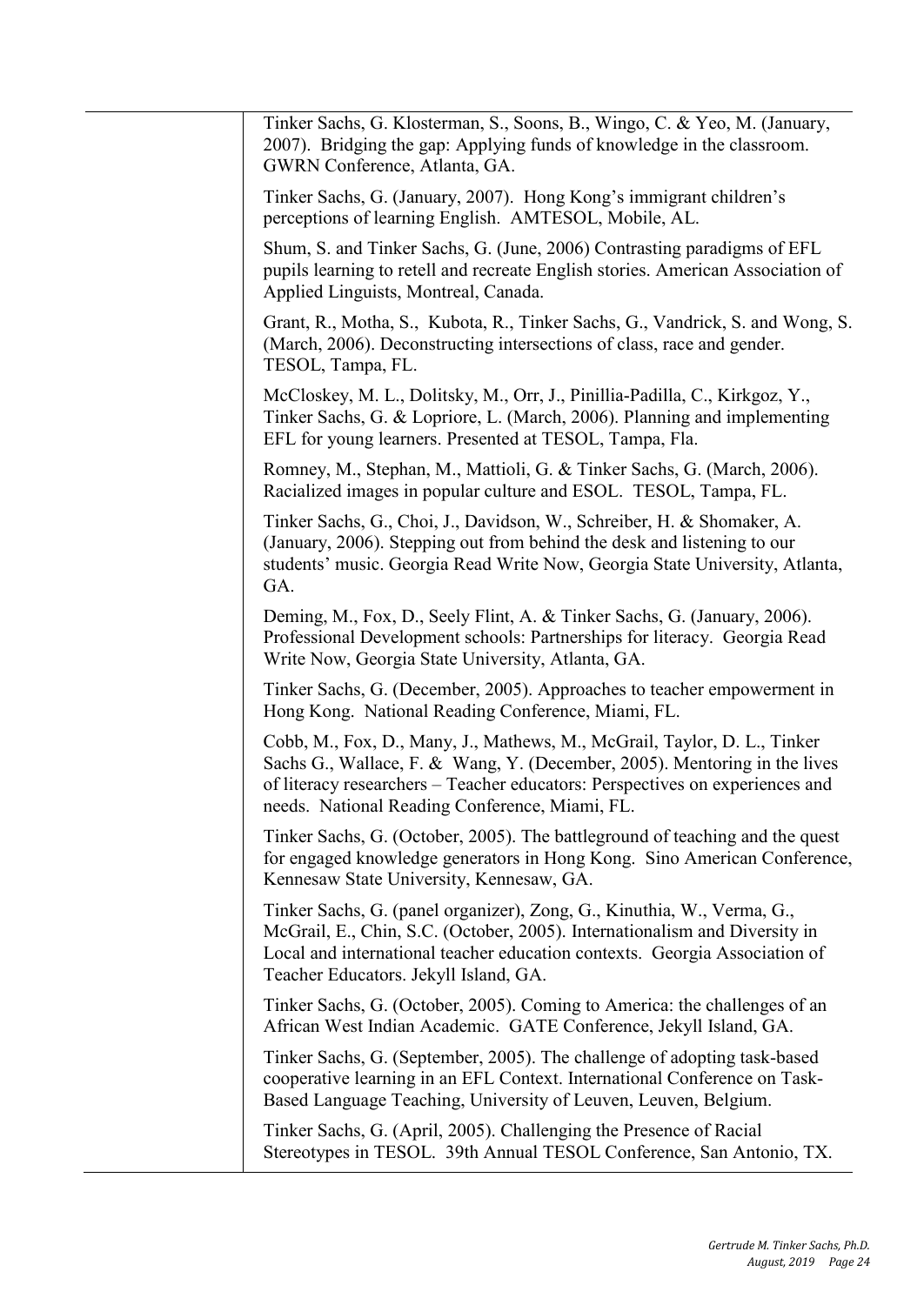Tinker Sachs, G. Klosterman, S., Soons, B., Wingo, C. & Yeo, M. (January, 2007). Bridging the gap: Applying funds of knowledge in the classroom. GWRN Conference, Atlanta, GA.

Tinker Sachs, G. (January, 2007). Hong Kong's immigrant children's perceptions of learning English. AMTESOL, Mobile, AL.

Shum, S. and Tinker Sachs, G. (June, 2006) Contrasting paradigms of EFL pupils learning to retell and recreate English stories. American Association of Applied Linguists, Montreal, Canada.

Grant, R., Motha, S., Kubota, R., Tinker Sachs, G., Vandrick, S. and Wong, S. (March, 2006). Deconstructing intersections of class, race and gender. TESOL, Tampa, FL.

McCloskey, M. L., Dolitsky, M., Orr, J., Pinillia-Padilla, C., Kirkgoz, Y., Tinker Sachs, G. & Lopriore, L. (March, 2006). Planning and implementing EFL for young learners. Presented at TESOL, Tampa, Fla.

Romney, M., Stephan, M., Mattioli, G. & Tinker Sachs, G. (March, 2006). Racialized images in popular culture and ESOL. TESOL, Tampa, FL.

Tinker Sachs, G., Choi, J., Davidson, W., Schreiber, H. & Shomaker, A. (January, 2006). Stepping out from behind the desk and listening to our students' music. Georgia Read Write Now, Georgia State University, Atlanta, GA.

Deming, M., Fox, D., Seely Flint, A. & Tinker Sachs, G. (January, 2006). Professional Development schools: Partnerships for literacy. Georgia Read Write Now, Georgia State University, Atlanta, GA.

Tinker Sachs, G. (December, 2005). Approaches to teacher empowerment in Hong Kong. National Reading Conference, Miami, FL.

Cobb, M., Fox, D., Many, J., Mathews, M., McGrail, Taylor, D. L., Tinker Sachs G., Wallace, F. & Wang, Y. (December, 2005). Mentoring in the lives of literacy researchers – Teacher educators: Perspectives on experiences and needs. National Reading Conference, Miami, FL.

Tinker Sachs, G. (October, 2005). The battleground of teaching and the quest for engaged knowledge generators in Hong Kong. Sino American Conference, Kennesaw State University, Kennesaw, GA.

Tinker Sachs, G. (panel organizer), Zong, G., Kinuthia, W., Verma, G., McGrail, E., Chin, S.C. (October, 2005). Internationalism and Diversity in Local and international teacher education contexts. Georgia Association of Teacher Educators. Jekyll Island, GA.

Tinker Sachs, G. (October, 2005). Coming to America: the challenges of an African West Indian Academic. GATE Conference, Jekyll Island, GA.

Tinker Sachs, G. (September, 2005). The challenge of adopting task-based cooperative learning in an EFL Context. International Conference on Task-Based Language Teaching, University of Leuven, Leuven, Belgium.

Tinker Sachs, G. (April, 2005). Challenging the Presence of Racial Stereotypes in TESOL. 39th Annual TESOL Conference, San Antonio, TX.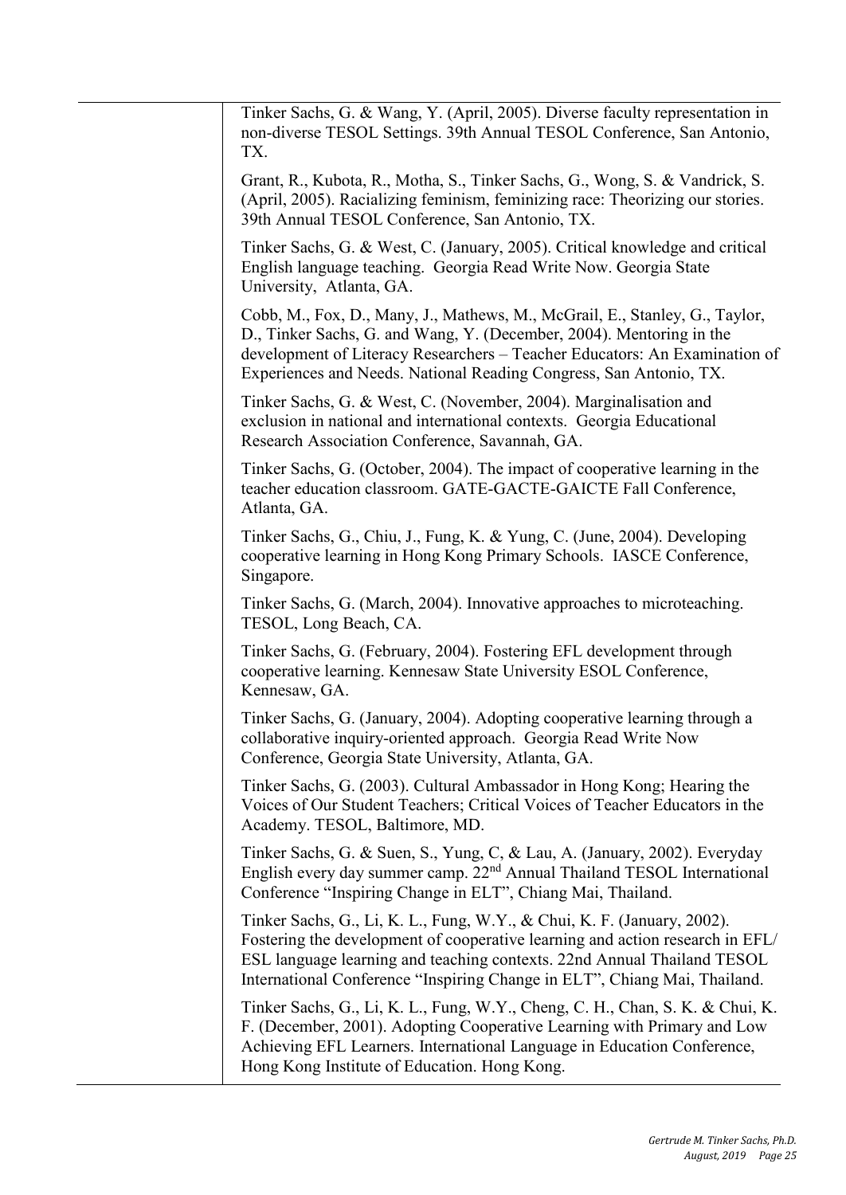Tinker Sachs, G. & Wang, Y. (April, 2005). Diverse faculty representation in non-diverse TESOL Settings. 39th Annual TESOL Conference, San Antonio, TX.

Grant, R., Kubota, R., Motha, S., Tinker Sachs, G., Wong, S. & Vandrick, S. (April, 2005). Racializing feminism, feminizing race: Theorizing our stories. 39th Annual TESOL Conference, San Antonio, TX.

Tinker Sachs, G. & West, C. (January, 2005). Critical knowledge and critical English language teaching. Georgia Read Write Now. Georgia State University, Atlanta, GA.

Cobb, M., Fox, D., Many, J., Mathews, M., McGrail, E., Stanley, G., Taylor, D., Tinker Sachs, G. and Wang, Y. (December, 2004). Mentoring in the development of Literacy Researchers – Teacher Educators: An Examination of Experiences and Needs. National Reading Congress, San Antonio, TX.

Tinker Sachs, G. & West, C. (November, 2004). Marginalisation and exclusion in national and international contexts. Georgia Educational Research Association Conference, Savannah, GA.

Tinker Sachs, G. (October, 2004). The impact of cooperative learning in the teacher education classroom. GATE-GACTE-GAICTE Fall Conference, Atlanta, GA.

Tinker Sachs, G., Chiu, J., Fung, K. & Yung, C. (June, 2004). Developing cooperative learning in Hong Kong Primary Schools. IASCE Conference, Singapore.

Tinker Sachs, G. (March, 2004). Innovative approaches to microteaching. TESOL, Long Beach, CA.

Tinker Sachs, G. (February, 2004). Fostering EFL development through cooperative learning. Kennesaw State University ESOL Conference, Kennesaw, GA.

Tinker Sachs, G. (January, 2004). Adopting cooperative learning through a collaborative inquiry-oriented approach. Georgia Read Write Now Conference, Georgia State University, Atlanta, GA.

Tinker Sachs, G. (2003). Cultural Ambassador in Hong Kong; Hearing the Voices of Our Student Teachers; Critical Voices of Teacher Educators in the Academy. TESOL, Baltimore, MD.

Tinker Sachs, G. & Suen, S., Yung, C, & Lau, A. (January, 2002). Everyday English every day summer camp. 22nd Annual Thailand TESOL International Conference "Inspiring Change in ELT", Chiang Mai, Thailand.

Tinker Sachs, G., Li, K. L., Fung, W.Y., & Chui, K. F. (January, 2002). Fostering the development of cooperative learning and action research in EFL/ ESL language learning and teaching contexts. 22nd Annual Thailand TESOL International Conference "Inspiring Change in ELT", Chiang Mai, Thailand.

Tinker Sachs, G., Li, K. L., Fung, W.Y., Cheng, C. H., Chan, S. K. & Chui, K. F. (December, 2001). Adopting Cooperative Learning with Primary and Low Achieving EFL Learners. International Language in Education Conference, Hong Kong Institute of Education. Hong Kong.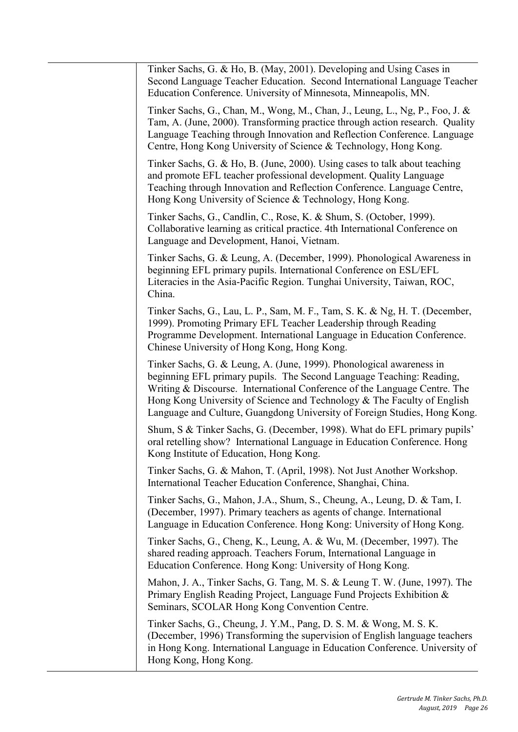Tinker Sachs, G. & Ho, B. (May, 2001). Developing and Using Cases in Second Language Teacher Education. Second International Language Teacher Education Conference. University of Minnesota, Minneapolis, MN.

Tinker Sachs, G., Chan, M., Wong, M., Chan, J., Leung, L., Ng, P., Foo, J. & Tam, A. (June, 2000). Transforming practice through action research. Quality Language Teaching through Innovation and Reflection Conference. Language Centre, Hong Kong University of Science & Technology, Hong Kong.

Tinker Sachs, G. & Ho, B. (June, 2000). Using cases to talk about teaching and promote EFL teacher professional development. Quality Language Teaching through Innovation and Reflection Conference. Language Centre, Hong Kong University of Science & Technology, Hong Kong.

Tinker Sachs, G., Candlin, C., Rose, K. & Shum, S. (October, 1999). Collaborative learning as critical practice. 4th International Conference on Language and Development, Hanoi, Vietnam.

Tinker Sachs, G. & Leung, A. (December, 1999). Phonological Awareness in beginning EFL primary pupils. International Conference on ESL/EFL Literacies in the Asia-Pacific Region. Tunghai University, Taiwan, ROC, China.

Tinker Sachs, G., Lau, L. P., Sam, M. F., Tam, S. K. & Ng, H. T. (December, 1999). Promoting Primary EFL Teacher Leadership through Reading Programme Development. International Language in Education Conference. Chinese University of Hong Kong, Hong Kong.

Tinker Sachs, G. & Leung, A. (June, 1999). Phonological awareness in beginning EFL primary pupils. The Second Language Teaching: Reading, Writing & Discourse. International Conference of the Language Centre. The Hong Kong University of Science and Technology & The Faculty of English Language and Culture, Guangdong University of Foreign Studies, Hong Kong.

Shum, S & Tinker Sachs, G. (December, 1998). What do EFL primary pupils' oral retelling show? International Language in Education Conference. Hong Kong Institute of Education, Hong Kong.

Tinker Sachs, G. & Mahon, T. (April, 1998). Not Just Another Workshop. International Teacher Education Conference, Shanghai, China.

Tinker Sachs, G., Mahon, J.A., Shum, S., Cheung, A., Leung, D. & Tam, I. (December, 1997). Primary teachers as agents of change. International Language in Education Conference. Hong Kong: University of Hong Kong.

Tinker Sachs, G., Cheng, K., Leung, A. & Wu, M. (December, 1997). The shared reading approach. Teachers Forum, International Language in Education Conference. Hong Kong: University of Hong Kong.

Mahon, J. A., Tinker Sachs, G. Tang, M. S. & Leung T. W. (June, 1997). The Primary English Reading Project, Language Fund Projects Exhibition & Seminars, SCOLAR Hong Kong Convention Centre.

Tinker Sachs, G., Cheung, J. Y.M., Pang, D. S. M. & Wong, M. S. K. (December, 1996) Transforming the supervision of English language teachers in Hong Kong. International Language in Education Conference. University of Hong Kong, Hong Kong.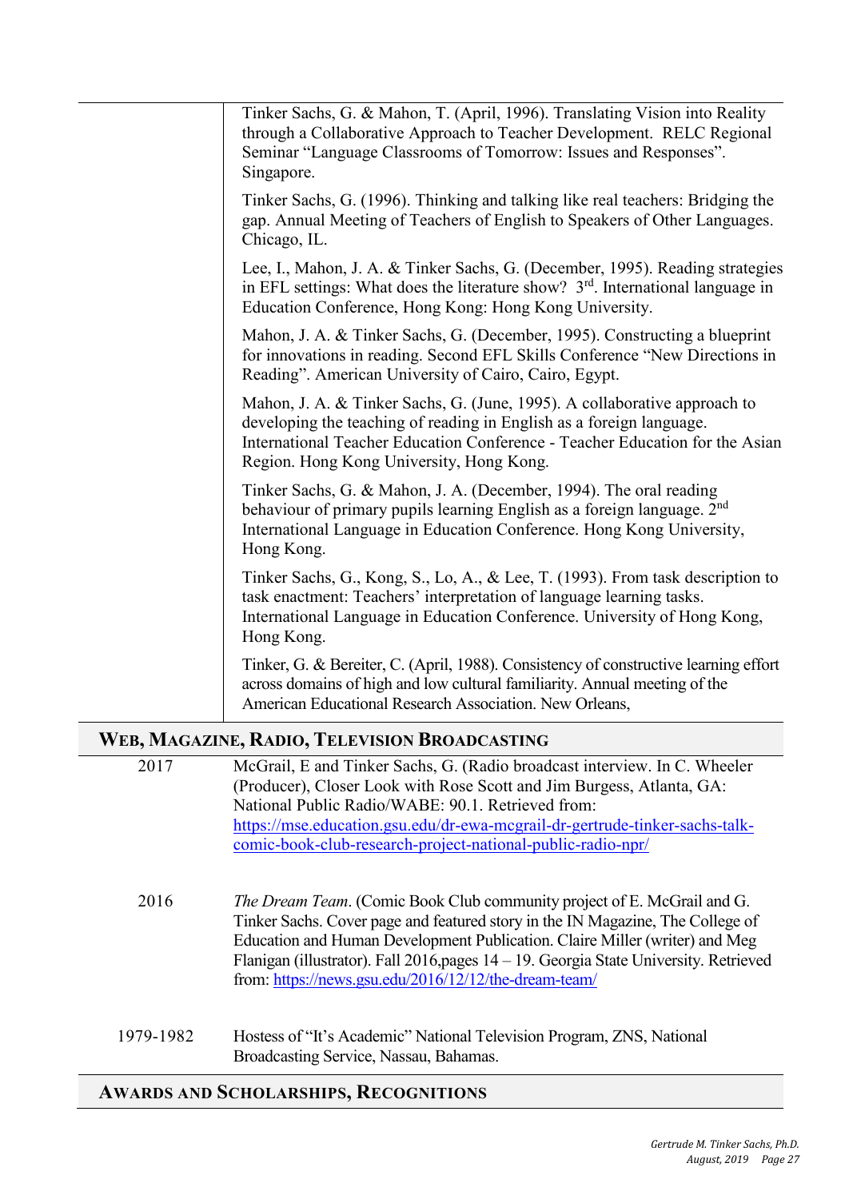Tinker Sachs, G. & Mahon, T. (April, 1996). Translating Vision into Reality through a Collaborative Approach to Teacher Development. RELC Regional Seminar "Language Classrooms of Tomorrow: Issues and Responses". Singapore.

Tinker Sachs, G. (1996). Thinking and talking like real teachers: Bridging the gap. Annual Meeting of Teachers of English to Speakers of Other Languages. Chicago, IL.

Lee, I., Mahon, J. A. & Tinker Sachs, G. (December, 1995). Reading strategies in EFL settings: What does the literature show? 3rd. International language in Education Conference, Hong Kong: Hong Kong University.

Mahon, J. A. & Tinker Sachs, G. (December, 1995). Constructing a blueprint for innovations in reading. Second EFL Skills Conference "New Directions in Reading". American University of Cairo, Cairo, Egypt.

Mahon, J. A. & Tinker Sachs, G. (June, 1995). A collaborative approach to developing the teaching of reading in English as a foreign language. International Teacher Education Conference - Teacher Education for the Asian Region. Hong Kong University, Hong Kong.

Tinker Sachs, G. & Mahon, J. A. (December, 1994). The oral reading behaviour of primary pupils learning English as a foreign language. 2nd International Language in Education Conference. Hong Kong University, Hong Kong.

Tinker Sachs, G., Kong, S., Lo, A., & Lee, T. (1993). From task description to task enactment: Teachers' interpretation of language learning tasks. International Language in Education Conference. University of Hong Kong, Hong Kong.

Tinker, G. & Bereiter, C. (April, 1988). Consistency of constructive learning effort across domains of high and low cultural familiarity. Annual meeting of the American Educational Research Association. New Orleans,

## WEB, MAGAZINE, RADIO, TELEVISION BROADCASTING

| | |
|---|---|
| 2017 | McGrail, E and Tinker Sachs, G. (Radio broadcast interview. In C. Wheeler (Producer), Closer Look with Rose Scott and Jim Burgess, Atlanta, GA: National Public Radio/WABE: 90.1. Retrieved from: https://mse.education.gsu.edu/dr-ewa-mcgrail-dr-gertrude-tinker-sachs-talk-comic-book-club-research-project-national-public-radio-npr/ |
| 2016 | *The Dream Team*. (Comic Book Club community project of E. McGrail and G. Tinker Sachs. Cover page and featured story in the IN Magazine, The College of Education and Human Development Publication. Claire Miller (writer) and Meg Flanigan (illustrator). Fall 2016,pages 14 – 19. Georgia State University. Retrieved from: https://news.gsu.edu/2016/12/12/the-dream-team/ |
| 1979-1982 | Hostess of "It's Academic" National Television Program, ZNS, National Broadcasting Service, Nassau, Bahamas. |

## AWARDS AND SCHOLARSHIPS, RECOGNITIONS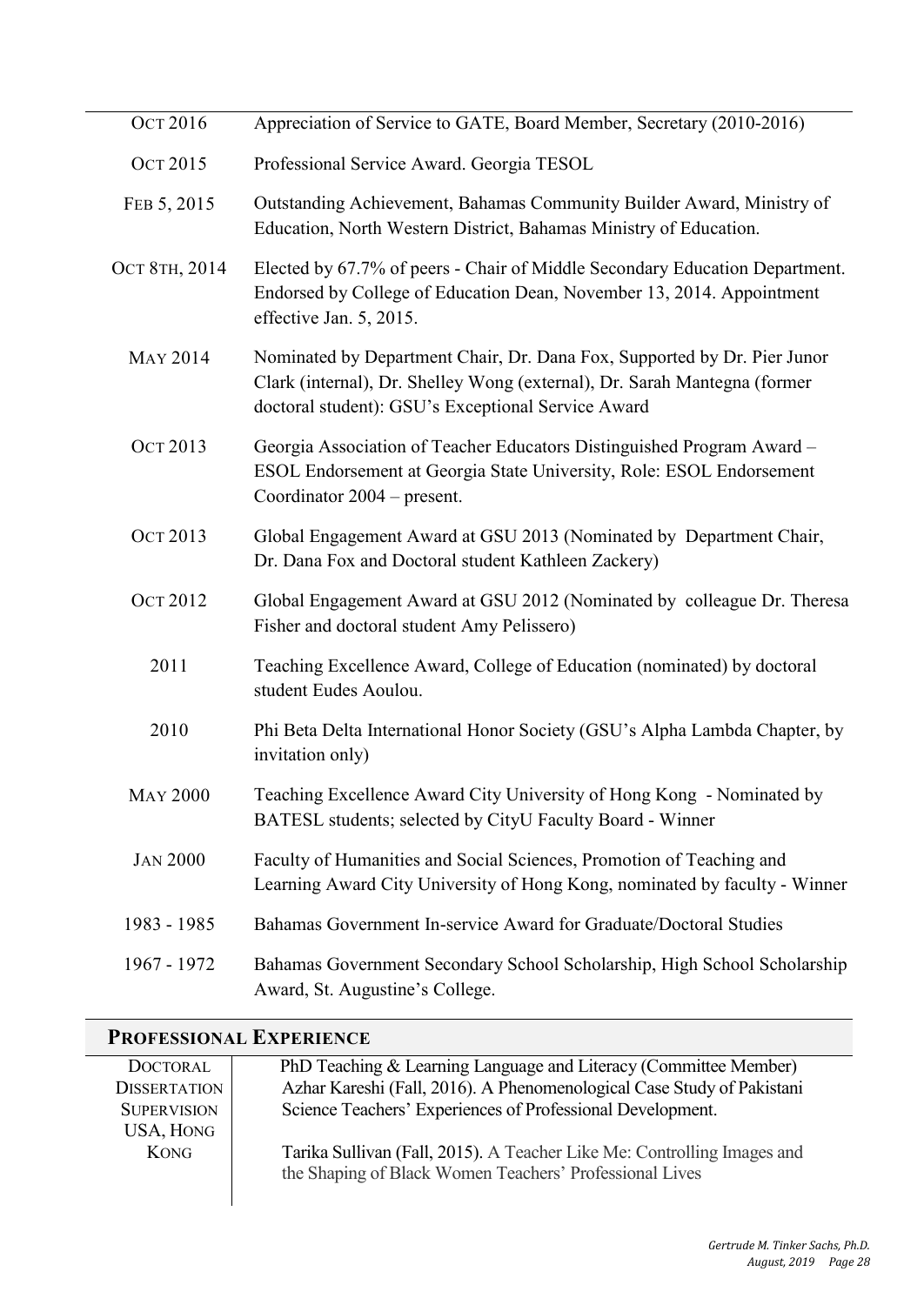| | |
|---|---|
| OCT 2016 | Appreciation of Service to GATE, Board Member, Secretary (2010-2016) |
| OCT 2015 | Professional Service Award. Georgia TESOL |
| FEB 5, 2015 | Outstanding Achievement, Bahamas Community Builder Award, Ministry of Education, North Western District, Bahamas Ministry of Education. |
| OCT 8TH, 2014 | Elected by 67.7% of peers - Chair of Middle Secondary Education Department. Endorsed by College of Education Dean, November 13, 2014. Appointment effective Jan. 5, 2015. |
| MAY 2014 | Nominated by Department Chair, Dr. Dana Fox, Supported by Dr. Pier Junor Clark (internal), Dr. Shelley Wong (external), Dr. Sarah Mantegna (former doctoral student): GSU's Exceptional Service Award |
| OCT 2013 | Georgia Association of Teacher Educators Distinguished Program Award – ESOL Endorsement at Georgia State University, Role: ESOL Endorsement Coordinator 2004 – present. |
| OCT 2013 | Global Engagement Award at GSU 2013 (Nominated by Department Chair, Dr. Dana Fox and Doctoral student Kathleen Zackery) |
| OCT 2012 | Global Engagement Award at GSU 2012 (Nominated by colleague Dr. Theresa Fisher and doctoral student Amy Pelissero) |
| 2011 | Teaching Excellence Award, College of Education (nominated) by doctoral student Eudes Aoulou. |
| 2010 | Phi Beta Delta International Honor Society (GSU's Alpha Lambda Chapter, by invitation only) |
| MAY 2000 | Teaching Excellence Award City University of Hong Kong - Nominated by BATESL students; selected by CityU Faculty Board - Winner |
| JAN 2000 | Faculty of Humanities and Social Sciences, Promotion of Teaching and Learning Award City University of Hong Kong, nominated by faculty - Winner |
| 1983 - 1985 | Bahamas Government In-service Award for Graduate/Doctoral Studies |
| 1967 - 1972 | Bahamas Government Secondary School Scholarship, High School Scholarship Award, St. Augustine's College. |

## PROFESSIONAL EXPERIENCE

**DOCTORAL DISSERTATION SUPERVISION USA, HONG KONG**

PhD Teaching & Learning Language and Literacy (Committee Member)
Azhar Kareshi (Fall, 2016). A Phenomenological Case Study of Pakistani Science Teachers' Experiences of Professional Development.

Tarika Sullivan (Fall, 2015). A Teacher Like Me: Controlling Images and the Shaping of Black Women Teachers' Professional Lives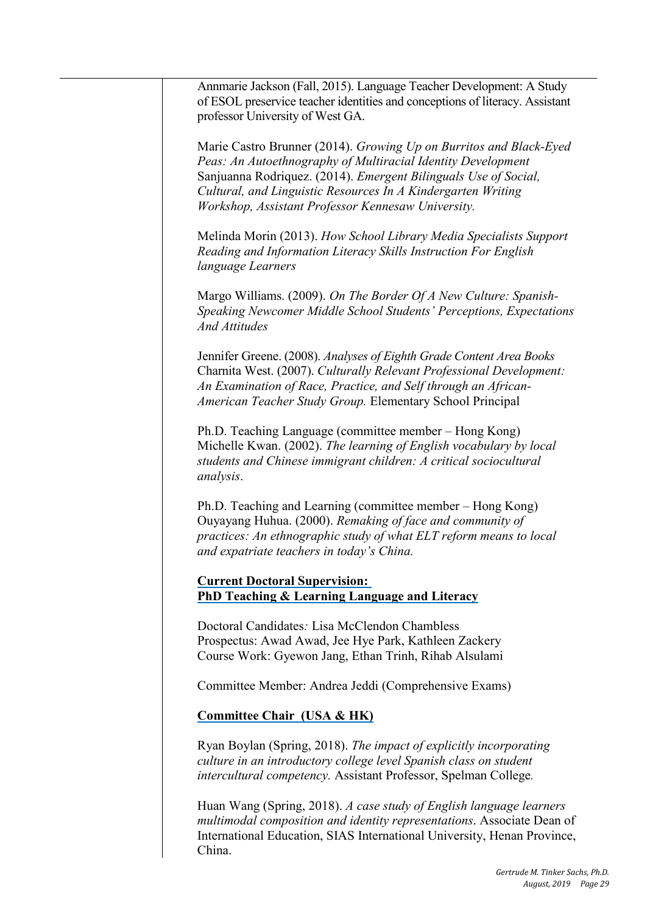Annmarie Jackson (Fall, 2015). Language Teacher Development: A Study of ESOL preservice teacher identities and conceptions of literacy. Assistant professor University of West GA.

Marie Castro Brunner (2014). *Growing Up on Burritos and Black-Eyed Peas: An Autoethnography of Multiracial Identity Development*
Sanjuanna Rodriquez. (2014). *Emergent Bilinguals Use of Social, Cultural, and Linguistic Resources In A Kindergarten Writing Workshop, Assistant Professor Kennesaw University.*

Melinda Morin (2013). *How School Library Media Specialists Support Reading and Information Literacy Skills Instruction For English language Learners*

Margo Williams. (2009). *On The Border Of A New Culture: Spanish-Speaking Newcomer Middle School Students' Perceptions, Expectations And Attitudes*

Jennifer Greene. (2008). *Analyses of Eighth Grade Content Area Books*
Charnita West. (2007). *Culturally Relevant Professional Development: An Examination of Race, Practice, and Self through an African-American Teacher Study Group.* Elementary School Principal

Ph.D. Teaching Language (committee member – Hong Kong)
Michelle Kwan. (2002). *The learning of English vocabulary by local students and Chinese immigrant children: A critical sociocultural analysis*.

Ph.D. Teaching and Learning (committee member – Hong Kong)
Ouyayang Huhua. (2000). *Remaking of face and community of practices: An ethnographic study of what ELT reform means to local and expatriate teachers in today's China.*

**Current Doctoral Supervision:**
**PhD Teaching & Learning Language and Literacy**

Doctoral Candidates*:* Lisa McClendon Chambless
Prospectus: Awad Awad, Jee Hye Park, Kathleen Zackery
Course Work: Gyewon Jang, Ethan Trinh, Rihab Alsulami

Committee Member: Andrea Jeddi (Comprehensive Exams)

**Committee Chair (USA & HK)**

Ryan Boylan (Spring, 2018). *The impact of explicitly incorporating culture in an introductory college level Spanish class on student intercultural competency.* Assistant Professor, Spelman College*.*

Huan Wang (Spring, 2018). *A case study of English language learners multimodal composition and identity representations*. Associate Dean of International Education, SIAS International University, Henan Province, China.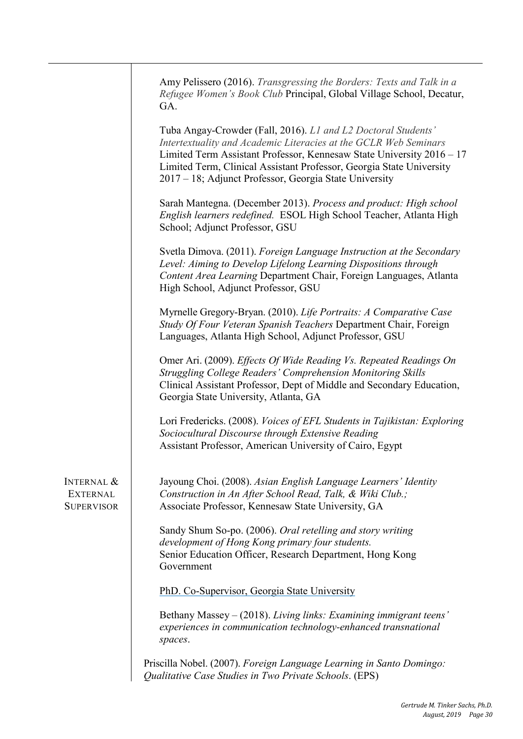Amy Pelissero (2016). *Transgressing the Borders: Texts and Talk in a Refugee Women's Book Club* Principal, Global Village School, Decatur, GA.

Tuba Angay-Crowder (Fall, 2016). *L1 and L2 Doctoral Students' Intertextuality and Academic Literacies at the GCLR Web Seminars* Limited Term Assistant Professor, Kennesaw State University 2016 – 17 Limited Term, Clinical Assistant Professor, Georgia State University 2017 – 18; Adjunct Professor, Georgia State University

Sarah Mantegna. (December 2013). *Process and product: High school English learners redefined.* ESOL High School Teacher, Atlanta High School; Adjunct Professor, GSU

Svetla Dimova. (2011). *Foreign Language Instruction at the Secondary Level: Aiming to Develop Lifelong Learning Dispositions through Content Area Learning* Department Chair, Foreign Languages, Atlanta High School, Adjunct Professor, GSU

Myrnelle Gregory-Bryan. (2010). *Life Portraits: A Comparative Case Study Of Four Veteran Spanish Teachers* Department Chair, Foreign Languages, Atlanta High School, Adjunct Professor, GSU

Omer Ari. (2009). *Effects Of Wide Reading Vs. Repeated Readings On Struggling College Readers' Comprehension Monitoring Skills* Clinical Assistant Professor, Dept of Middle and Secondary Education, Georgia State University, Atlanta, GA

Lori Fredericks. (2008). *Voices of EFL Students in Tajikistan: Exploring Sociocultural Discourse through Extensive Reading* Assistant Professor, American University of Cairo, Egypt

INTERNAL & EXTERNAL SUPERVISOR

Jayoung Choi. (2008). *Asian English Language Learners' Identity Construction in An After School Read, Talk, & Wiki Club.;* Associate Professor, Kennesaw State University, GA

Sandy Shum So-po. (2006). *Oral retelling and story writing development of Hong Kong primary four students.* Senior Education Officer, Research Department, Hong Kong Government

PhD. Co-Supervisor, Georgia State University

Bethany Massey – (2018). *Living links: Examining immigrant teens' experiences in communication technology-enhanced transnational spaces*.

Priscilla Nobel. (2007). *Foreign Language Learning in Santo Domingo: Qualitative Case Studies in Two Private Schools*. (EPS)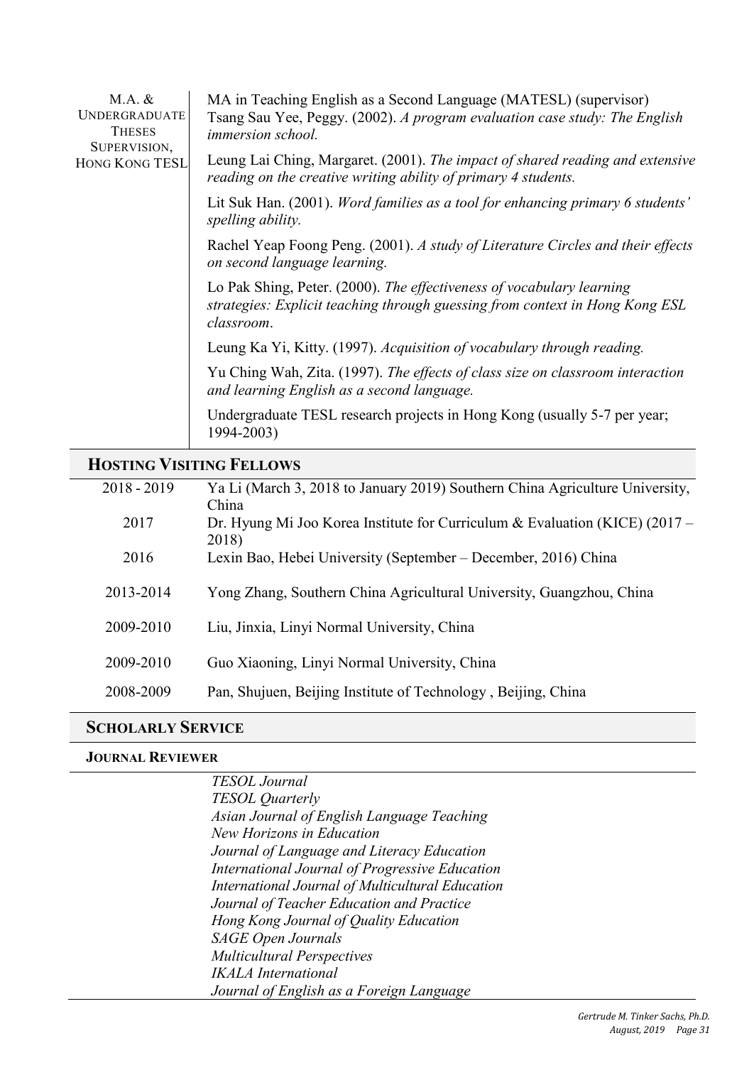| M.A. & Undergraduate Theses Supervision, Hong Kong TESL | |
|---|---|
| | MA in Teaching English as a Second Language (MATESL) (supervisor) Tsang Sau Yee, Peggy. (2002). *A program evaluation case study: The English immersion school.* |
| | Leung Lai Ching, Margaret. (2001). *The impact of shared reading and extensive reading on the creative writing ability of primary 4 students.* |
| | Lit Suk Han. (2001). *Word families as a tool for enhancing primary 6 students' spelling ability.* |
| | Rachel Yeap Foong Peng. (2001). *A study of Literature Circles and their effects on second language learning.* |
| | Lo Pak Shing, Peter. (2000). *The effectiveness of vocabulary learning strategies: Explicit teaching through guessing from context in Hong Kong ESL classroom*. |
| | Leung Ka Yi, Kitty. (1997). *Acquisition of vocabulary through reading.* |
| | Yu Ching Wah, Zita. (1997). *The effects of class size on classroom interaction and learning English as a second language.* |
| | Undergraduate TESL research projects in Hong Kong (usually 5-7 per year; 1994-2003) |

## Hosting Visiting Fellows

| | |
|---|---|
| 2018 - 2019 | Ya Li (March 3, 2018 to January 2019) Southern China Agriculture University, China |
| 2017 | Dr. Hyung Mi Joo Korea Institute for Curriculum & Evaluation (KICE) (2017 – 2018) |
| 2016 | Lexin Bao, Hebei University (September – December, 2016) China |
| 2013-2014 | Yong Zhang, Southern China Agricultural University, Guangzhou, China |
| 2009-2010 | Liu, Jinxia, Linyi Normal University, China |
| 2009-2010 | Guo Xiaoning, Linyi Normal University, China |
| 2008-2009 | Pan, Shujuen, Beijing Institute of Technology , Beijing, China |

## Scholarly Service

### Journal Reviewer

*TESOL Journal*
*TESOL Quarterly*
*Asian Journal of English Language Teaching*
*New Horizons in Education*
*Journal of Language and Literacy Education*
*International Journal of Progressive Education*
*International Journal of Multicultural Education*
*Journal of Teacher Education and Practice*
*Hong Kong Journal of Quality Education*
*SAGE Open Journals*
*Multicultural Perspectives*
*IKALA International*
*Journal of English as a Foreign Language*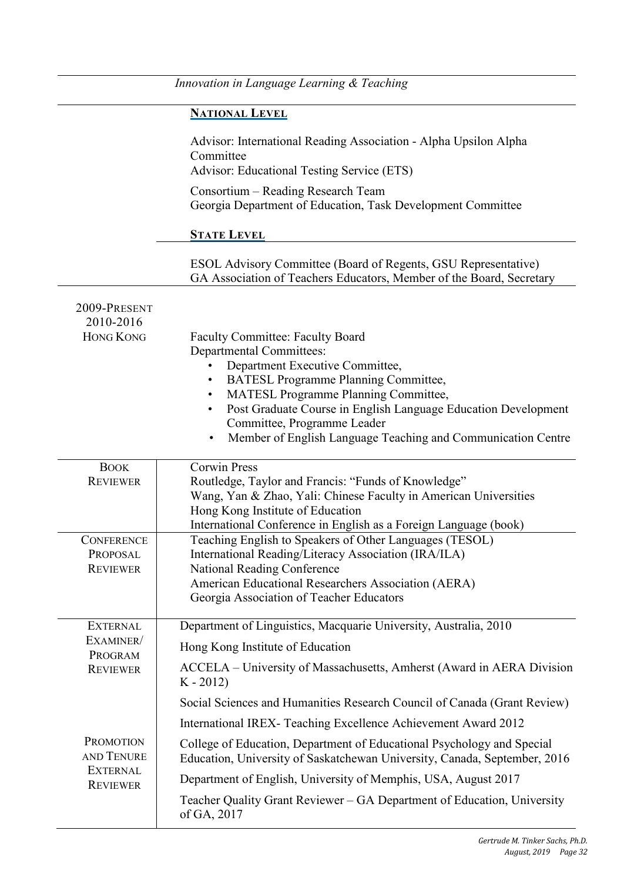*Innovation in Language Learning & Teaching*

**NATIONAL LEVEL**

Advisor: International Reading Association - Alpha Upsilon Alpha Committee
Advisor: Educational Testing Service (ETS)

Consortium – Reading Research Team
Georgia Department of Education, Task Development Committee

**STATE LEVEL**

ESOL Advisory Committee (Board of Regents, GSU Representative)
GA Association of Teachers Educators, Member of the Board, Secretary

| | |
|---|---|
| 2009-PRESENT<br>2010-2016<br>HONG KONG | Faculty Committee: Faculty Board<br>Departmental Committees:<br>• Department Executive Committee,<br>• BATESL Programme Planning Committee,<br>• MATESL Programme Planning Committee,<br>• Post Graduate Course in English Language Education Development Committee, Programme Leader<br>• Member of English Language Teaching and Communication Centre |
| BOOK REVIEWER | Corwin Press<br>Routledge, Taylor and Francis: "Funds of Knowledge"<br>Wang, Yan & Zhao, Yali: Chinese Faculty in American Universities<br>Hong Kong Institute of Education<br>International Conference in English as a Foreign Language (book) |
| CONFERENCE PROPOSAL REVIEWER | Teaching English to Speakers of Other Languages (TESOL)<br>International Reading/Literacy Association (IRA/ILA)<br>National Reading Conference<br>American Educational Researchers Association (AERA)<br>Georgia Association of Teacher Educators |
| EXTERNAL EXAMINER/ PROGRAM REVIEWER | Department of Linguistics, Macquarie University, Australia, 2010<br>Hong Kong Institute of Education<br>ACCELA – University of Massachusetts, Amherst (Award in AERA Division K - 2012)<br>Social Sciences and Humanities Research Council of Canada (Grant Review)<br>International IREX- Teaching Excellence Achievement Award 2012 |
| PROMOTION AND TENURE EXTERNAL REVIEWER | College of Education, Department of Educational Psychology and Special Education, University of Saskatchewan University, Canada, September, 2016<br>Department of English, University of Memphis, USA, August 2017<br>Teacher Quality Grant Reviewer – GA Department of Education, University of GA, 2017 |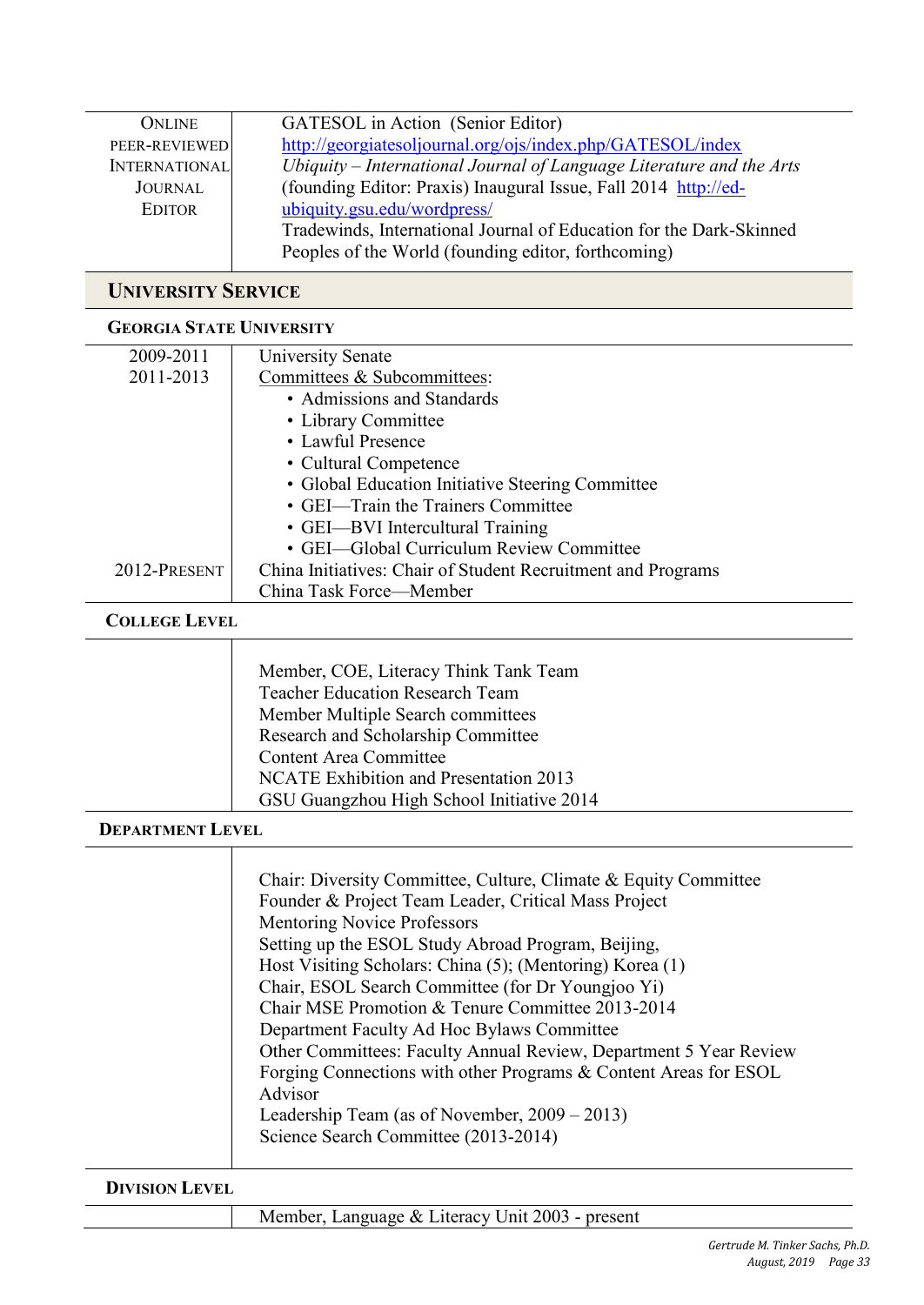| ONLINE PEER-REVIEWED INTERNATIONAL JOURNAL EDITOR | GATESOL in Action (Senior Editor) http://georgiatesoljournal.org/ojs/index.php/GATESOL/index<br>*Ubiquity – International Journal of Language Literature and the Arts* (founding Editor: Praxis) Inaugural Issue, Fall 2014 http://ed-ubiquity.gsu.edu/wordpress/<br>Tradewinds, International Journal of Education for the Dark-Skinned Peoples of the World (founding editor, forthcoming) |
|---|---|

## UNIVERSITY SERVICE

### GEORGIA STATE UNIVERSITY

| | |
|---|---|
| 2009-2011 | University Senate |
| 2011-2013 | Committees & Subcommittees:<br>• Admissions and Standards<br>• Library Committee<br>• Lawful Presence<br>• Cultural Competence<br>• Global Education Initiative Steering Committee<br>• GEI—Train the Trainers Committee<br>• GEI—BVI Intercultural Training<br>• GEI—Global Curriculum Review Committee |
| 2012-PRESENT | China Initiatives: Chair of Student Recruitment and Programs<br>China Task Force—Member |

### COLLEGE LEVEL

Member, COE, Literacy Think Tank Team
Teacher Education Research Team
Member Multiple Search committees
Research and Scholarship Committee
Content Area Committee
NCATE Exhibition and Presentation 2013
GSU Guangzhou High School Initiative 2014

### DEPARTMENT LEVEL

Chair: Diversity Committee, Culture, Climate & Equity Committee
Founder & Project Team Leader, Critical Mass Project
Mentoring Novice Professors
Setting up the ESOL Study Abroad Program, Beijing,
Host Visiting Scholars: China (5); (Mentoring) Korea (1)
Chair, ESOL Search Committee (for Dr Youngjoo Yi)
Chair MSE Promotion & Tenure Committee 2013-2014
Department Faculty Ad Hoc Bylaws Committee
Other Committees: Faculty Annual Review, Department 5 Year Review
Forging Connections with other Programs & Content Areas for ESOL Advisor
Leadership Team (as of November, 2009 – 2013)
Science Search Committee (2013-2014)

### DIVISION LEVEL

Member, Language & Literacy Unit 2003 - present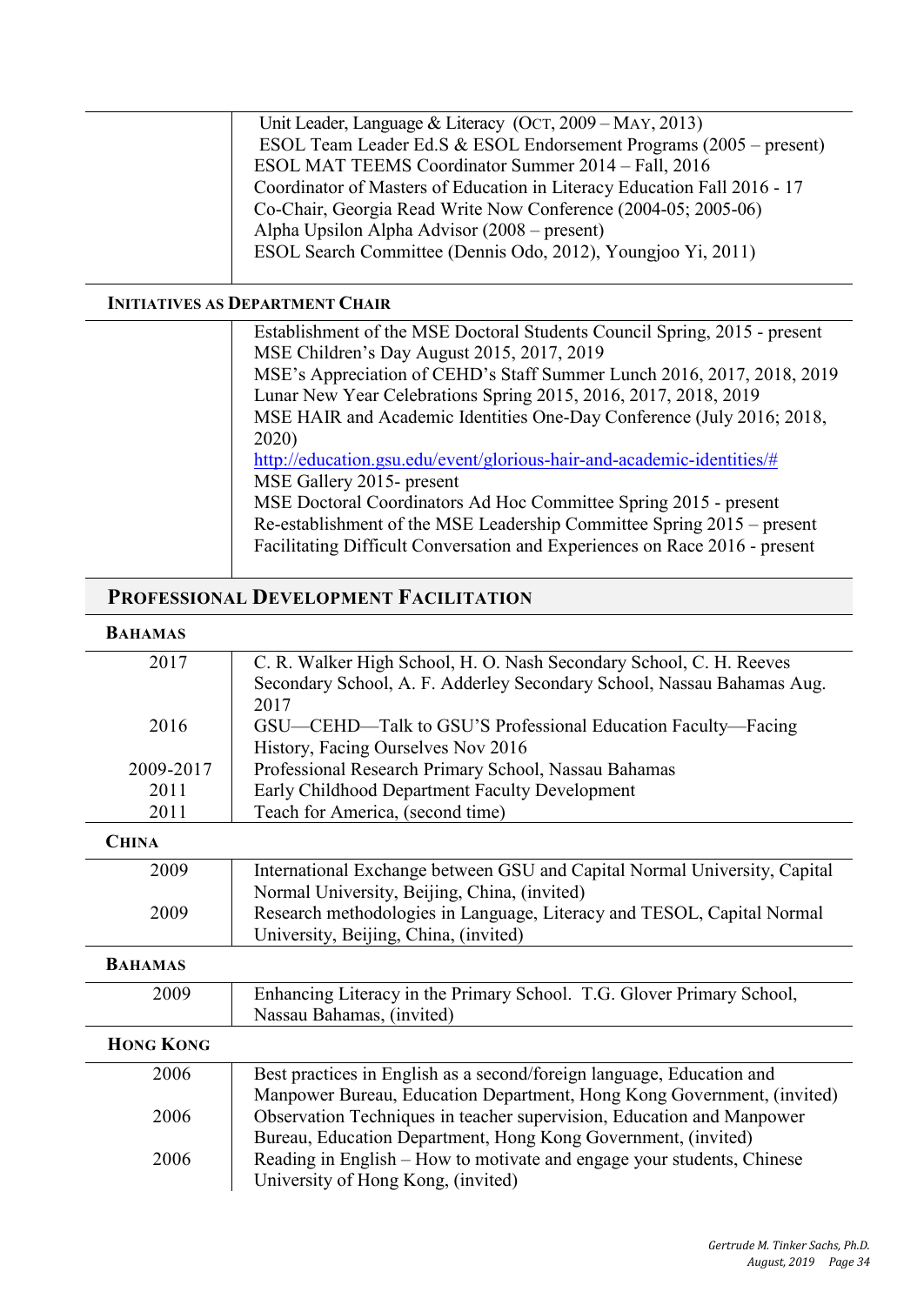| | |
|---|---|
| | Unit Leader, Language & Literacy (OCT, 2009 – MAY, 2013)<br>ESOL Team Leader Ed.S & ESOL Endorsement Programs (2005 – present)<br>ESOL MAT TEEMS Coordinator Summer 2014 – Fall, 2016<br>Coordinator of Masters of Education in Literacy Education Fall 2016 - 17<br>Co-Chair, Georgia Read Write Now Conference (2004-05; 2005-06)<br>Alpha Upsilon Alpha Advisor (2008 – present)<br>ESOL Search Committee (Dennis Odo, 2012), Youngjoo Yi, 2011) |

### INITIATIVES AS DEPARTMENT CHAIR

| | |
|---|---|
| | Establishment of the MSE Doctoral Students Council Spring, 2015 - present<br>MSE Children's Day August 2015, 2017, 2019<br>MSE's Appreciation of CEHD's Staff Summer Lunch 2016, 2017, 2018, 2019<br>Lunar New Year Celebrations Spring 2015, 2016, 2017, 2018, 2019<br>MSE HAIR and Academic Identities One-Day Conference (July 2016; 2018, 2020)<br>http://education.gsu.edu/event/glorious-hair-and-academic-identities/#<br>MSE Gallery 2015- present<br>MSE Doctoral Coordinators Ad Hoc Committee Spring 2015 - present<br>Re-establishment of the MSE Leadership Committee Spring 2015 – present<br>Facilitating Difficult Conversation and Experiences on Race 2016 - present |

## PROFESSIONAL DEVELOPMENT FACILITATION

### BAHAMAS

| | |
|---|---|
| 2017 | C. R. Walker High School, H. O. Nash Secondary School, C. H. Reeves Secondary School, A. F. Adderley Secondary School, Nassau Bahamas Aug. 2017 |
| 2016 | GSU—CEHD—Talk to GSU'S Professional Education Faculty—Facing History, Facing Ourselves Nov 2016 |
| 2009-2017 | Professional Research Primary School, Nassau Bahamas |
| 2011 | Early Childhood Department Faculty Development |
| 2011 | Teach for America, (second time) |

### CHINA

| | |
|---|---|
| 2009 | International Exchange between GSU and Capital Normal University, Capital Normal University, Beijing, China, (invited) |
| 2009 | Research methodologies in Language, Literacy and TESOL, Capital Normal University, Beijing, China, (invited) |

### BAHAMAS

| | |
|---|---|
| 2009 | Enhancing Literacy in the Primary School. T.G. Glover Primary School, Nassau Bahamas, (invited) |

### HONG KONG

| | |
|---|---|
| 2006 | Best practices in English as a second/foreign language, Education and Manpower Bureau, Education Department, Hong Kong Government, (invited) |
| 2006 | Observation Techniques in teacher supervision, Education and Manpower Bureau, Education Department, Hong Kong Government, (invited) |
| 2006 | Reading in English – How to motivate and engage your students, Chinese University of Hong Kong, (invited) |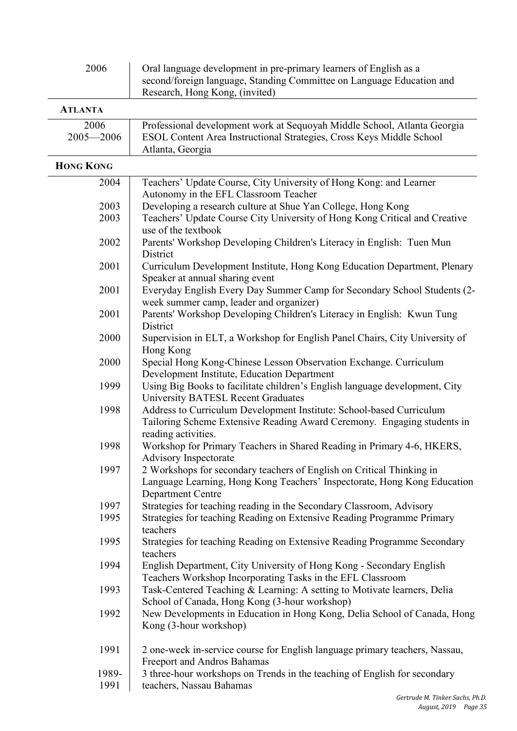| | |
|---|---|
| 2006 | Oral language development in pre-primary learners of English as a second/foreign language, Standing Committee on Language Education and Research, Hong Kong, (invited) |

**ATLANTA**

| | |
|---|---|
| 2006 | Professional development work at Sequoyah Middle School, Atlanta Georgia |
| 2005—2006 | ESOL Content Area Instructional Strategies, Cross Keys Middle School Atlanta, Georgia |

**HONG KONG**

| | |
|---|---|
| 2004 | Teachers' Update Course, City University of Hong Kong: and Learner Autonomy in the EFL Classroom Teacher |
| 2003 | Developing a research culture at Shue Yan College, Hong Kong |
| 2003 | Teachers' Update Course City University of Hong Kong Critical and Creative use of the textbook |
| 2002 | Parents' Workshop Developing Children's Literacy in English: Tuen Mun District |
| 2001 | Curriculum Development Institute, Hong Kong Education Department, Plenary Speaker at annual sharing event |
| 2001 | Everyday English Every Day Summer Camp for Secondary School Students (2-week summer camp, leader and organizer) |
| 2001 | Parents' Workshop Developing Children's Literacy in English: Kwun Tung District |
| 2000 | Supervision in ELT, a Workshop for English Panel Chairs, City University of Hong Kong |
| 2000 | Special Hong Kong-Chinese Lesson Observation Exchange. Curriculum Development Institute, Education Department |
| 1999 | Using Big Books to facilitate children's English language development, City University BATESL Recent Graduates |
| 1998 | Address to Curriculum Development Institute: School-based Curriculum Tailoring Scheme Extensive Reading Award Ceremony. Engaging students in reading activities. |
| 1998 | Workshop for Primary Teachers in Shared Reading in Primary 4-6, HKERS, Advisory Inspectorate |
| 1997 | 2 Workshops for secondary teachers of English on Critical Thinking in Language Learning, Hong Kong Teachers' Inspectorate, Hong Kong Education Department Centre |
| 1997 | Strategies for teaching reading in the Secondary Classroom, Advisory |
| 1995 | Strategies for teaching Reading on Extensive Reading Programme Primary teachers |
| 1995 | Strategies for teaching Reading on Extensive Reading Programme Secondary teachers |
| 1994 | English Department, City University of Hong Kong - Secondary English Teachers Workshop Incorporating Tasks in the EFL Classroom |
| 1993 | Task-Centered Teaching & Learning: A setting to Motivate learners, Delia School of Canada, Hong Kong (3-hour workshop) |
| 1992 | New Developments in Education in Hong Kong, Delia School of Canada, Hong Kong (3-hour workshop) |
| 1991 | 2 one-week in-service course for English language primary teachers, Nassau, Freeport and Andros Bahamas |
| 1989-1991 | 3 three-hour workshops on Trends in the teaching of English for secondary teachers, Nassau Bahamas |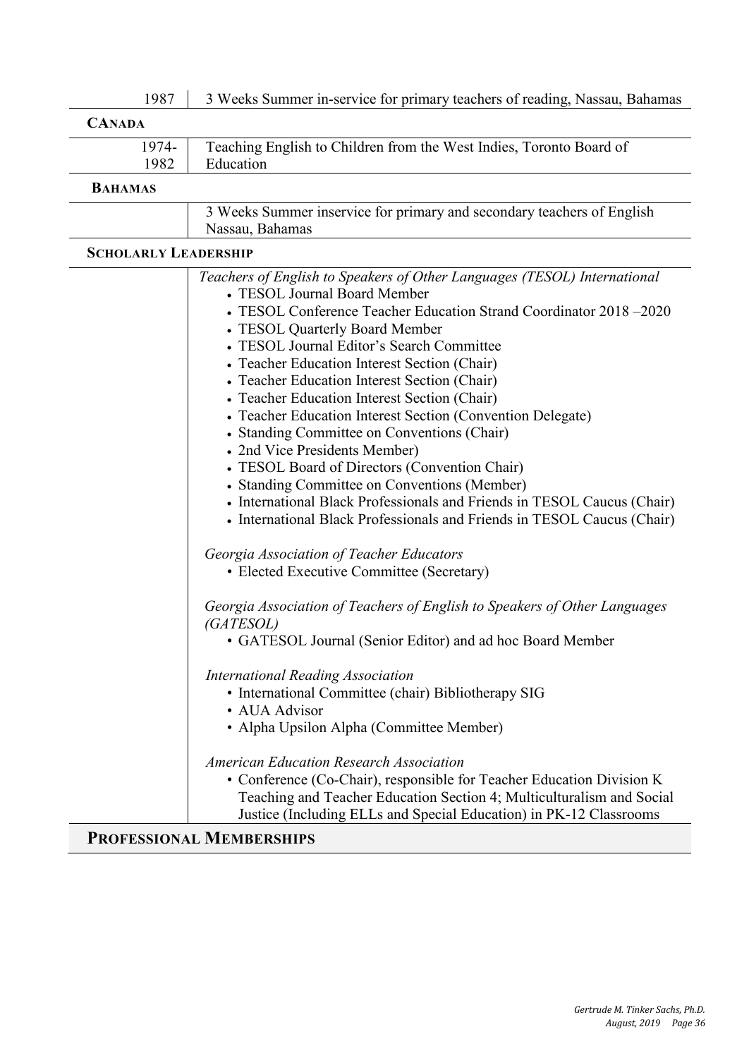| | |
|---|---|
| 1987 | 3 Weeks Summer in-service for primary teachers of reading, Nassau, Bahamas |

**CANADA**

| | |
|---|---|
| 1974-1982 | Teaching English to Children from the West Indies, Toronto Board of Education |

**BAHAMAS**

| | |
|---|---|
| | 3 Weeks Summer inservice for primary and secondary teachers of English Nassau, Bahamas |

**SCHOLARLY LEADERSHIP**

*Teachers of English to Speakers of Other Languages (TESOL) International*

- TESOL Journal Board Member
- TESOL Conference Teacher Education Strand Coordinator 2018 –2020
- TESOL Quarterly Board Member
- TESOL Journal Editor's Search Committee
- Teacher Education Interest Section (Chair)
- Teacher Education Interest Section (Chair)
- Teacher Education Interest Section (Chair)
- Teacher Education Interest Section (Convention Delegate)
- Standing Committee on Conventions (Chair)
- 2nd Vice Presidents Member)
- TESOL Board of Directors (Convention Chair)
- Standing Committee on Conventions (Member)
- International Black Professionals and Friends in TESOL Caucus (Chair)
- International Black Professionals and Friends in TESOL Caucus (Chair)

*Georgia Association of Teacher Educators*

- Elected Executive Committee (Secretary)

*Georgia Association of Teachers of English to Speakers of Other Languages (GATESOL)*

- GATESOL Journal (Senior Editor) and ad hoc Board Member

*International Reading Association*

- International Committee (chair) Bibliotherapy SIG
- AUA Advisor
- Alpha Upsilon Alpha (Committee Member)

*American Education Research Association*

- Conference (Co-Chair), responsible for Teacher Education Division K Teaching and Teacher Education Section 4; Multiculturalism and Social Justice (Including ELLs and Special Education) in PK-12 Classrooms

## PROFESSIONAL MEMBERSHIPS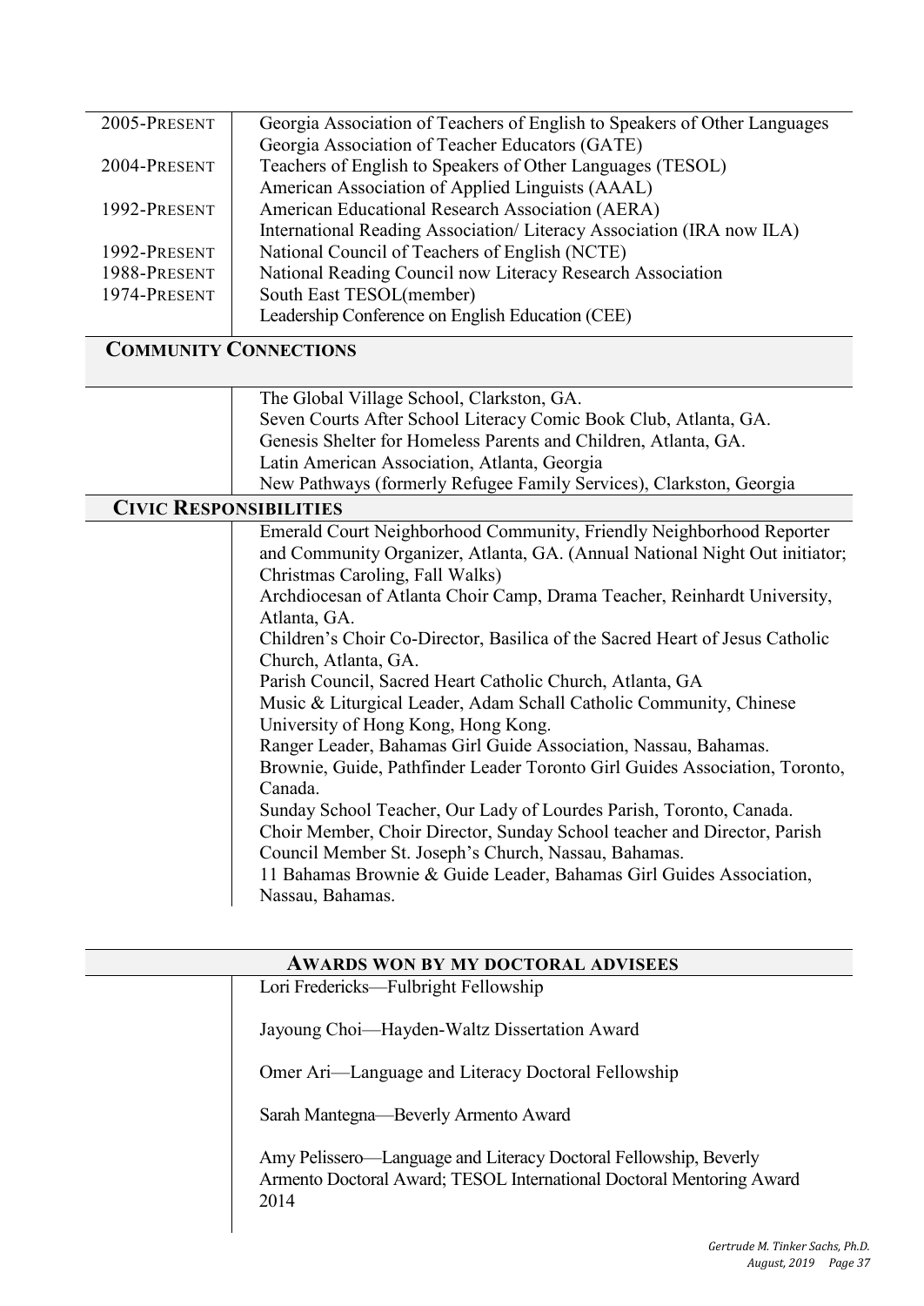| | |
|---|---|
| 2005-PRESENT | Georgia Association of Teachers of English to Speakers of Other Languages |
| | Georgia Association of Teacher Educators (GATE) |
| 2004-PRESENT | Teachers of English to Speakers of Other Languages (TESOL) |
| | American Association of Applied Linguists (AAAL) |
| 1992-PRESENT | American Educational Research Association (AERA) |
| | International Reading Association/ Literacy Association (IRA now ILA) |
| 1992-PRESENT | National Council of Teachers of English (NCTE) |
| 1988-PRESENT | National Reading Council now Literacy Research Association |
| 1974-PRESENT | South East TESOL(member) |
| | Leadership Conference on English Education (CEE) |

## COMMUNITY CONNECTIONS

The Global Village School, Clarkston, GA.
Seven Courts After School Literacy Comic Book Club, Atlanta, GA.
Genesis Shelter for Homeless Parents and Children, Atlanta, GA.
Latin American Association, Atlanta, Georgia
New Pathways (formerly Refugee Family Services), Clarkston, Georgia

## CIVIC RESPONSIBILITIES

Emerald Court Neighborhood Community, Friendly Neighborhood Reporter and Community Organizer, Atlanta, GA. (Annual National Night Out initiator; Christmas Caroling, Fall Walks)
Archdiocesan of Atlanta Choir Camp, Drama Teacher, Reinhardt University, Atlanta, GA.
Children's Choir Co-Director, Basilica of the Sacred Heart of Jesus Catholic Church, Atlanta, GA.
Parish Council, Sacred Heart Catholic Church, Atlanta, GA
Music & Liturgical Leader, Adam Schall Catholic Community, Chinese University of Hong Kong, Hong Kong.
Ranger Leader, Bahamas Girl Guide Association, Nassau, Bahamas.
Brownie, Guide, Pathfinder Leader Toronto Girl Guides Association, Toronto, Canada.
Sunday School Teacher, Our Lady of Lourdes Parish, Toronto, Canada.
Choir Member, Choir Director, Sunday School teacher and Director, Parish Council Member St. Joseph's Church, Nassau, Bahamas.
11 Bahamas Brownie & Guide Leader, Bahamas Girl Guides Association, Nassau, Bahamas.

## AWARDS WON BY MY DOCTORAL ADVISEES

Lori Fredericks—Fulbright Fellowship

Jayoung Choi—Hayden-Waltz Dissertation Award

Omer Ari—Language and Literacy Doctoral Fellowship

Sarah Mantegna—Beverly Armento Award

Amy Pelissero—Language and Literacy Doctoral Fellowship, Beverly Armento Doctoral Award; TESOL International Doctoral Mentoring Award 2014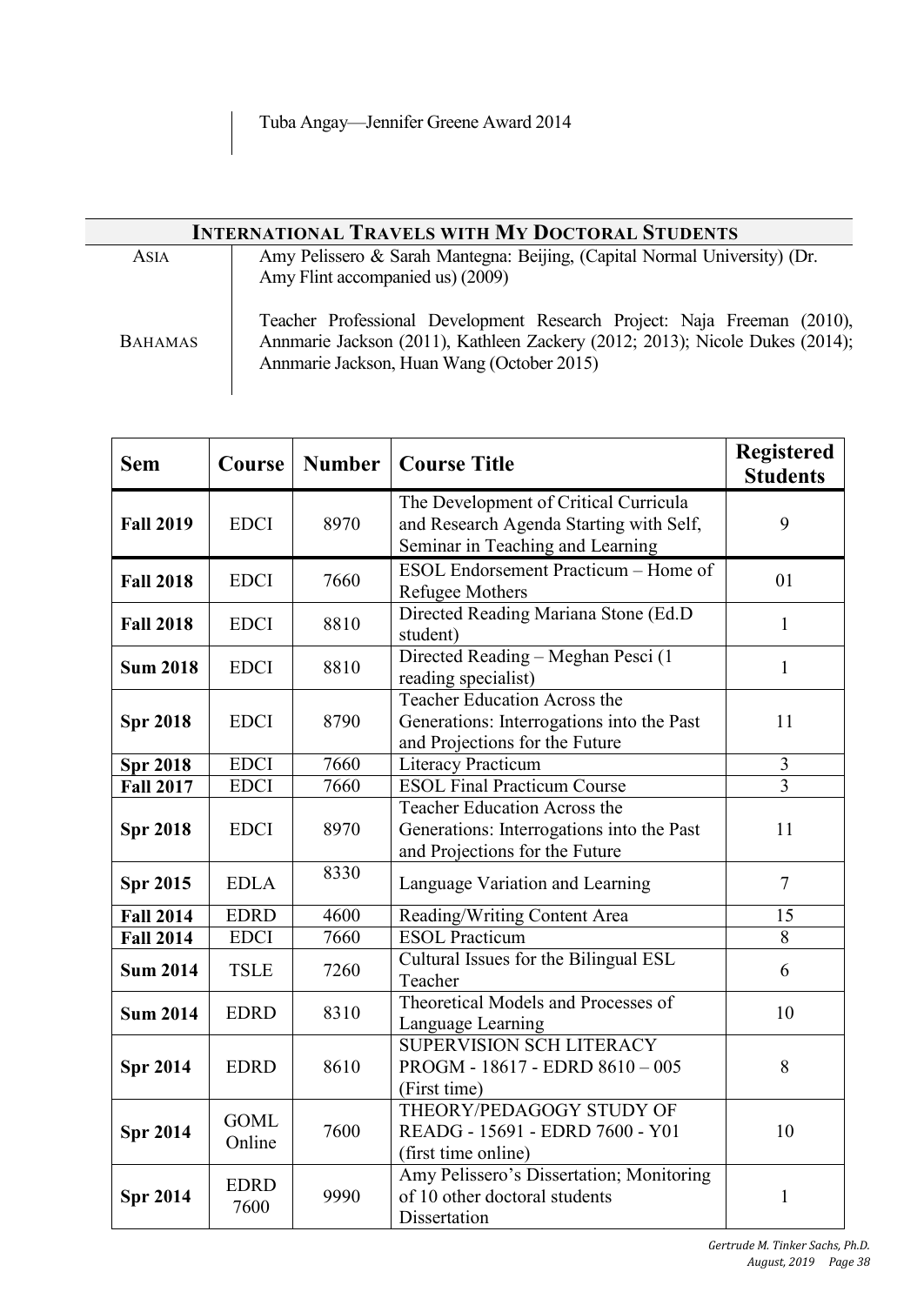Tuba Angay—Jennifer Greene Award 2014

## INTERNATIONAL TRAVELS WITH MY DOCTORAL STUDENTS

| | |
|---|---|
| ASIA | Amy Pelissero & Sarah Mantegna: Beijing, (Capital Normal University) (Dr. Amy Flint accompanied us) (2009) |
| BAHAMAS | Teacher Professional Development Research Project: Naja Freeman (2010), Annmarie Jackson (2011), Kathleen Zackery (2012; 2013); Nicole Dukes (2014); Annmarie Jackson, Huan Wang (October 2015) |

| Sem | Course | Number | Course Title | Registered Students |
|---|---|---|---|---|
| **Fall 2019** | EDCI | 8970 | The Development of Critical Curricula and Research Agenda Starting with Self, Seminar in Teaching and Learning | 9 |
| **Fall 2018** | EDCI | 7660 | ESOL Endorsement Practicum – Home of Refugee Mothers | 01 |
| **Fall 2018** | EDCI | 8810 | Directed Reading Mariana Stone (Ed.D student) | 1 |
| **Sum 2018** | EDCI | 8810 | Directed Reading – Meghan Pesci (1 reading specialist) | 1 |
| **Spr 2018** | EDCI | 8790 | Teacher Education Across the Generations: Interrogations into the Past and Projections for the Future | 11 |
| **Spr 2018** | EDCI | 7660 | Literacy Practicum | 3 |
| **Fall 2017** | EDCI | 7660 | ESOL Final Practicum Course | 3 |
| **Spr 2018** | EDCI | 8970 | Teacher Education Across the Generations: Interrogations into the Past and Projections for the Future | 11 |
| **Spr 2015** | EDLA | 8330 | Language Variation and Learning | 7 |
| **Fall 2014** | EDRD | 4600 | Reading/Writing Content Area | 15 |
| **Fall 2014** | EDCI | 7660 | ESOL Practicum | 8 |
| **Sum 2014** | TSLE | 7260 | Cultural Issues for the Bilingual ESL Teacher | 6 |
| **Sum 2014** | EDRD | 8310 | Theoretical Models and Processes of Language Learning | 10 |
| **Spr 2014** | EDRD | 8610 | SUPERVISION SCH LITERACY PROGM - 18617 - EDRD 8610 – 005 (First time) | 8 |
| **Spr 2014** | GOML Online | 7600 | THEORY/PEDAGOGY STUDY OF READG - 15691 - EDRD 7600 - Y01 (first time online) | 10 |
| **Spr 2014** | EDRD 7600 | 9990 | Amy Pelissero's Dissertation; Monitoring of 10 other doctoral students Dissertation | 1 |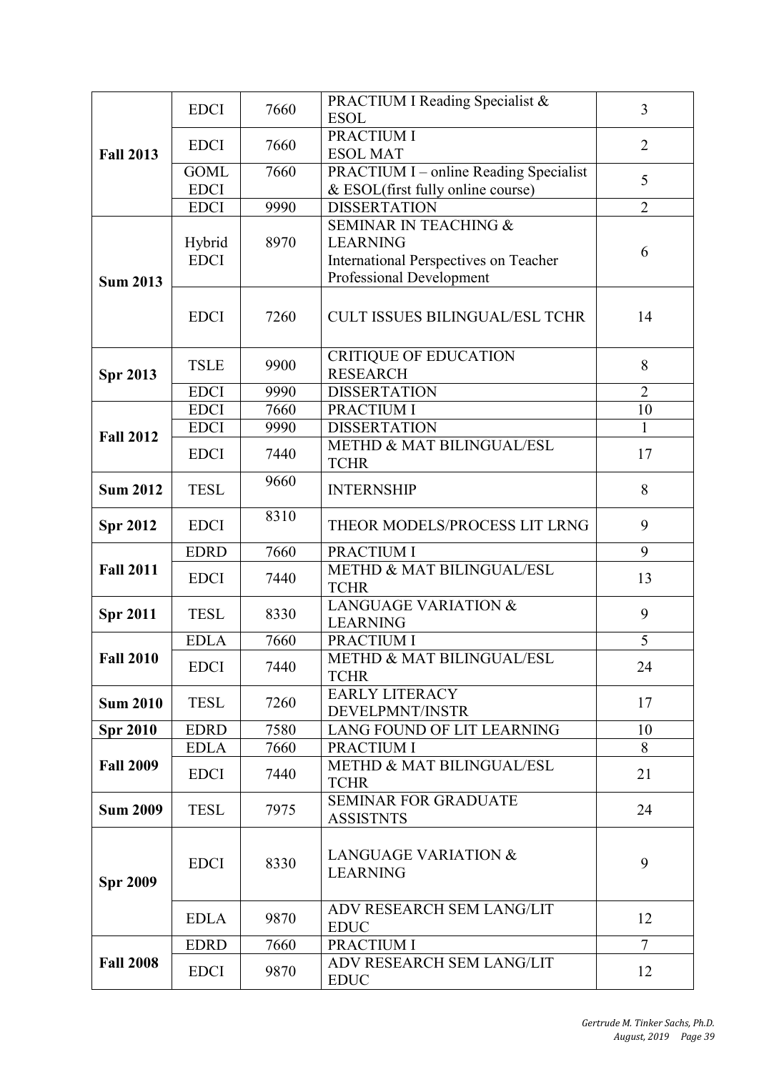| | | | | |
|---|---|---|---|---|
| **Fall 2013** | EDCI | 7660 | PRACTIUM I Reading Specialist & ESOL | 3 |
| | EDCI | 7660 | PRACTIUM I ESOL MAT | 2 |
| | GOML EDCI | 7660 | PRACTIUM I – online Reading Specialist & ESOL(first fully online course) | 5 |
| | EDCI | 9990 | DISSERTATION | 2 |
| **Sum 2013** | Hybrid EDCI | 8970 | SEMINAR IN TEACHING & LEARNING International Perspectives on Teacher Professional Development | 6 |
| | EDCI | 7260 | CULT ISSUES BILINGUAL/ESL TCHR | 14 |
| **Spr 2013** | TSLE | 9900 | CRITIQUE OF EDUCATION RESEARCH | 8 |
| | EDCI | 9990 | DISSERTATION | 2 |
| **Fall 2012** | EDCI | 7660 | PRACTIUM I | 10 |
| | EDCI | 9990 | DISSERTATION | 1 |
| | EDCI | 7440 | METHD & MAT BILINGUAL/ESL TCHR | 17 |
| **Sum 2012** | TESL | 9660 | INTERNSHIP | 8 |
| **Spr 2012** | EDCI | 8310 | THEOR MODELS/PROCESS LIT LRNG | 9 |
| **Fall 2011** | EDRD | 7660 | PRACTIUM I | 9 |
| | EDCI | 7440 | METHD & MAT BILINGUAL/ESL TCHR | 13 |
| **Spr 2011** | TESL | 8330 | LANGUAGE VARIATION & LEARNING | 9 |
| **Fall 2010** | EDLA | 7660 | PRACTIUM I | 5 |
| | EDCI | 7440 | METHD & MAT BILINGUAL/ESL TCHR | 24 |
| **Sum 2010** | TESL | 7260 | EARLY LITERACY DEVELPMNT/INSTR | 17 |
| **Spr 2010** | EDRD | 7580 | LANG FOUND OF LIT LEARNING | 10 |
| **Fall 2009** | EDLA | 7660 | PRACTIUM I | 8 |
| | EDCI | 7440 | METHD & MAT BILINGUAL/ESL TCHR | 21 |
| **Sum 2009** | TESL | 7975 | SEMINAR FOR GRADUATE ASSISTNTS | 24 |
| **Spr 2009** | EDCI | 8330 | LANGUAGE VARIATION & LEARNING | 9 |
| | EDLA | 9870 | ADV RESEARCH SEM LANG/LIT EDUC | 12 |
| **Fall 2008** | EDRD | 7660 | PRACTIUM I | 7 |
| | EDCI | 9870 | ADV RESEARCH SEM LANG/LIT EDUC | 12 |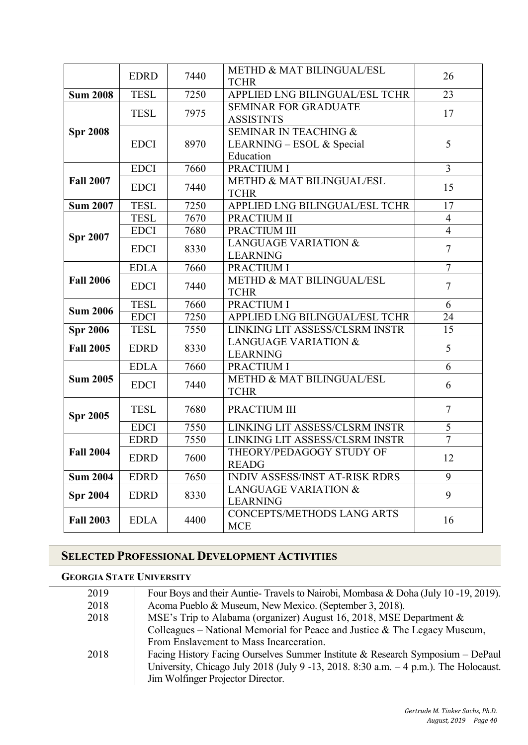| | | | | |
|---|---|---|---|---|
| | EDRD | 7440 | METHD & MAT BILINGUAL/ESL TCHR | 26 |
| **Sum 2008** | TESL | 7250 | APPLIED LNG BILINGUAL/ESL TCHR | 23 |
| **Spr 2008** | TESL | 7975 | SEMINAR FOR GRADUATE ASSISTNTS | 17 |
| | EDCI | 8970 | SEMINAR IN TEACHING & LEARNING – ESOL & Special Education | 5 |
| **Fall 2007** | EDCI | 7660 | PRACTIUM I | 3 |
| | EDCI | 7440 | METHD & MAT BILINGUAL/ESL TCHR | 15 |
| **Sum 2007** | TESL | 7250 | APPLIED LNG BILINGUAL/ESL TCHR | 17 |
| **Spr 2007** | TESL | 7670 | PRACTIUM II | 4 |
| | EDCI | 7680 | PRACTIUM III | 4 |
| | EDCI | 8330 | LANGUAGE VARIATION & LEARNING | 7 |
| **Fall 2006** | EDLA | 7660 | PRACTIUM I | 7 |
| | EDCI | 7440 | METHD & MAT BILINGUAL/ESL TCHR | 7 |
| **Sum 2006** | TESL | 7660 | PRACTIUM I | 6 |
| | EDCI | 7250 | APPLIED LNG BILINGUAL/ESL TCHR | 24 |
| **Spr 2006** | TESL | 7550 | LINKING LIT ASSESS/CLSRM INSTR | 15 |
| **Fall 2005** | EDRD | 8330 | LANGUAGE VARIATION & LEARNING | 5 |
| **Sum 2005** | EDLA | 7660 | PRACTIUM I | 6 |
| | EDCI | 7440 | METHD & MAT BILINGUAL/ESL TCHR | 6 |
| **Spr 2005** | TESL | 7680 | PRACTIUM III | 7 |
| | EDCI | 7550 | LINKING LIT ASSESS/CLSRM INSTR | 5 |
| **Fall 2004** | EDRD | 7550 | LINKING LIT ASSESS/CLSRM INSTR | 7 |
| | EDRD | 7600 | THEORY/PEDAGOGY STUDY OF READG | 12 |
| **Sum 2004** | EDRD | 7650 | INDIV ASSESS/INST AT-RISK RDRS | 9 |
| **Spr 2004** | EDRD | 8330 | LANGUAGE VARIATION & LEARNING | 9 |
| **Fall 2003** | EDLA | 4400 | CONCEPTS/METHODS LANG ARTS MCE | 16 |

## SELECTED PROFESSIONAL DEVELOPMENT ACTIVITIES

### GEORGIA STATE UNIVERSITY

| | |
|---|---|
| 2019 | Four Boys and their Auntie- Travels to Nairobi, Mombasa & Doha (July 10 -19, 2019). |
| 2018 | Acoma Pueblo & Museum, New Mexico. (September 3, 2018). |
| 2018 | MSE's Trip to Alabama (organizer) August 16, 2018, MSE Department & Colleagues – National Memorial for Peace and Justice & The Legacy Museum, From Enslavement to Mass Incarceration. |
| 2018 | Facing History Facing Ourselves Summer Institute & Research Symposium – DePaul University, Chicago July 2018 (July 9 -13, 2018. 8:30 a.m. – 4 p.m.). The Holocaust. Jim Wolfinger Projector Director. |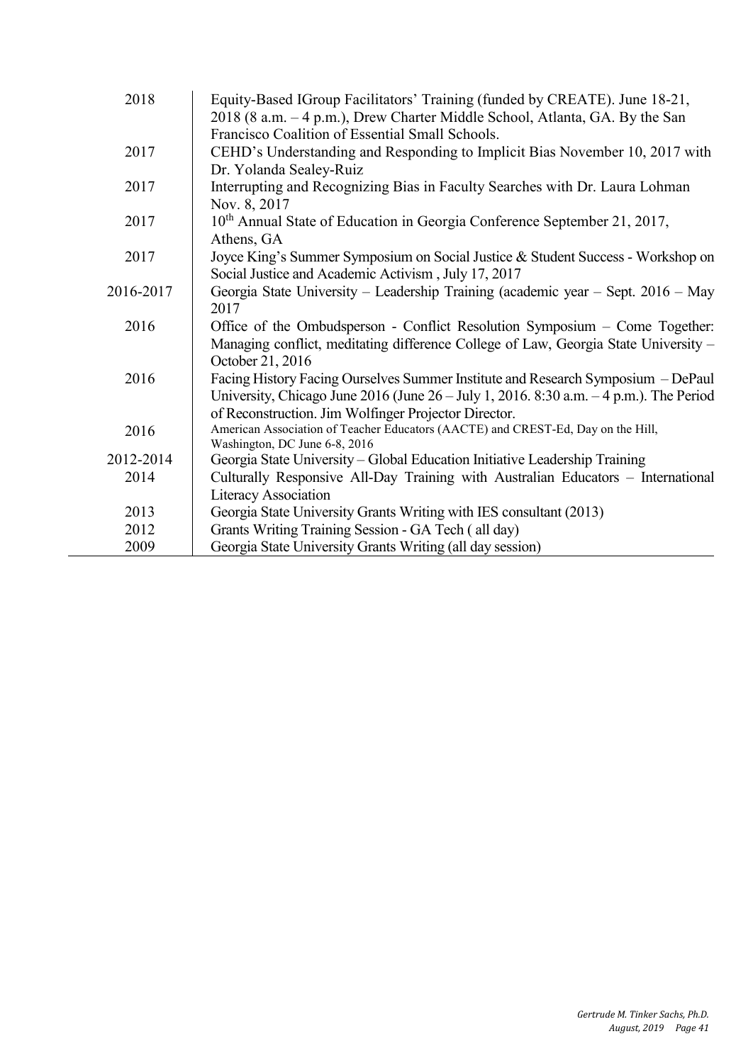| | |
|---|---|
| 2018 | Equity-Based IGroup Facilitators' Training (funded by CREATE). June 18-21, 2018 (8 a.m. – 4 p.m.), Drew Charter Middle School, Atlanta, GA. By the San Francisco Coalition of Essential Small Schools. |
| 2017 | CEHD's Understanding and Responding to Implicit Bias November 10, 2017 with Dr. Yolanda Sealey-Ruiz |
| 2017 | Interrupting and Recognizing Bias in Faculty Searches with Dr. Laura Lohman Nov. 8, 2017 |
| 2017 | 10th Annual State of Education in Georgia Conference September 21, 2017, Athens, GA |
| 2017 | Joyce King's Summer Symposium on Social Justice & Student Success - Workshop on Social Justice and Academic Activism , July 17, 2017 |
| 2016-2017 | Georgia State University – Leadership Training (academic year – Sept. 2016 – May 2017 |
| 2016 | Office of the Ombudsperson - Conflict Resolution Symposium – Come Together: Managing conflict, meditating difference College of Law, Georgia State University – October 21, 2016 |
| 2016 | Facing History Facing Ourselves Summer Institute and Research Symposium – DePaul University, Chicago June 2016 (June 26 – July 1, 2016. 8:30 a.m. – 4 p.m.). The Period of Reconstruction. Jim Wolfinger Projector Director. |
| 2016 | American Association of Teacher Educators (AACTE) and CREST-Ed, Day on the Hill, Washington, DC June 6-8, 2016 |
| 2012-2014 | Georgia State University – Global Education Initiative Leadership Training |
| 2014 | Culturally Responsive All-Day Training with Australian Educators – International Literacy Association |
| 2013 | Georgia State University Grants Writing with IES consultant (2013) |
| 2012 | Grants Writing Training Session - GA Tech ( all day) |
| 2009 | Georgia State University Grants Writing (all day session) |